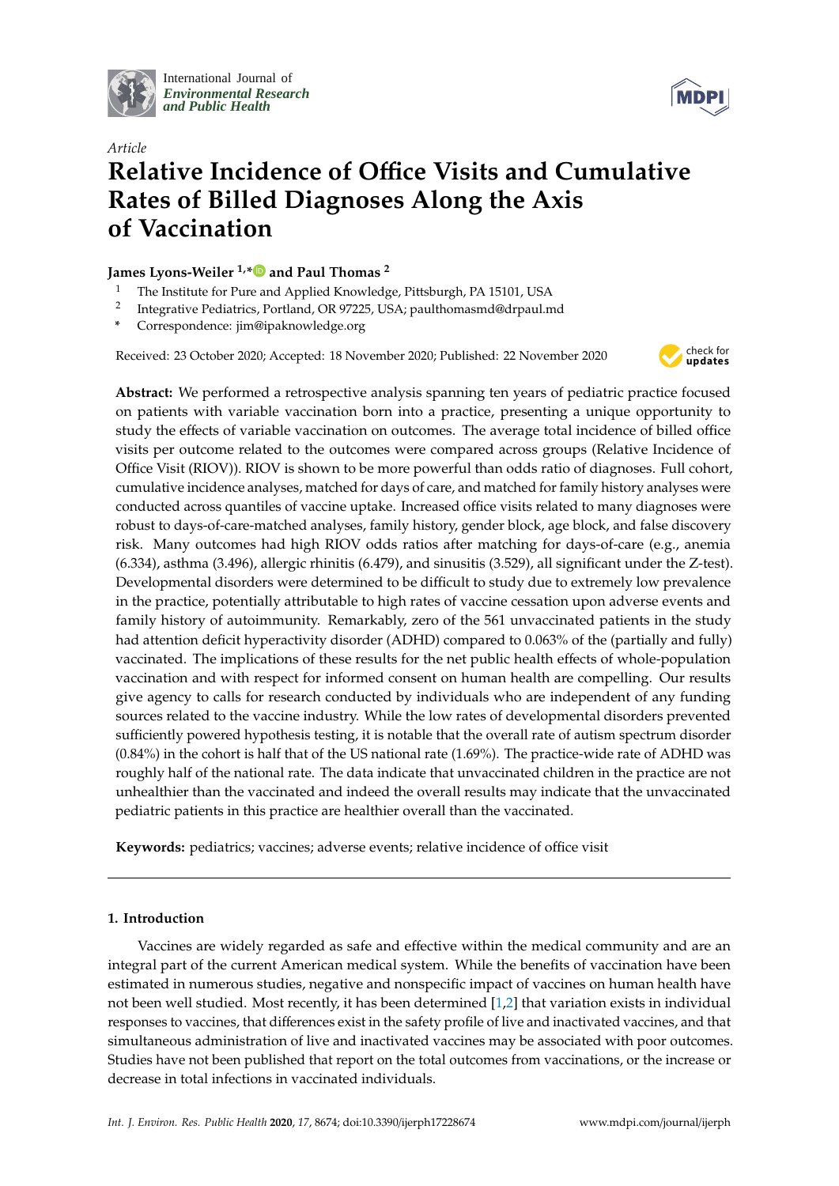International Journal of *Environmental Research and Public Health*

*Article*

# Relative Incidence of Office Visits and Cumulative Rates of Billed Diagnoses Along the Axis of Vaccination

**James Lyons-Weiler [1,*] and Paul Thomas [2]**

[1] The Institute for Pure and Applied Knowledge, Pittsburgh, PA 15101, USA
[2] Integrative Pediatrics, Portland, OR 97225, USA; paulthomasmd@drpaul.md
[*] Correspondence: jim@ipaknowledge.org

Received: 23 October 2020; Accepted: 18 November 2020; Published: 22 November 2020

**Abstract:** We performed a retrospective analysis spanning ten years of pediatric practice focused on patients with variable vaccination born into a practice, presenting a unique opportunity to study the effects of variable vaccination on outcomes. The average total incidence of billed office visits per outcome related to the outcomes were compared across groups (Relative Incidence of Office Visit (RIOV)). RIOV is shown to be more powerful than odds ratio of diagnoses. Full cohort, cumulative incidence analyses, matched for days of care, and matched for family history analyses were conducted across quantiles of vaccine uptake. Increased office visits related to many diagnoses were robust to days-of-care-matched analyses, family history, gender block, age block, and false discovery risk. Many outcomes had high RIOV odds ratios after matching for days-of-care (e.g., anemia (6.334), asthma (3.496), allergic rhinitis (6.479), and sinusitis (3.529), all significant under the Z-test). Developmental disorders were determined to be difficult to study due to extremely low prevalence in the practice, potentially attributable to high rates of vaccine cessation upon adverse events and family history of autoimmunity. Remarkably, zero of the 561 unvaccinated patients in the study had attention deficit hyperactivity disorder (ADHD) compared to 0.063% of the (partially and fully) vaccinated. The implications of these results for the net public health effects of whole-population vaccination and with respect for informed consent on human health are compelling. Our results give agency to calls for research conducted by individuals who are independent of any funding sources related to the vaccine industry. While the low rates of developmental disorders prevented sufficiently powered hypothesis testing, it is notable that the overall rate of autism spectrum disorder (0.84%) in the cohort is half that of the US national rate (1.69%). The practice-wide rate of ADHD was roughly half of the national rate. The data indicate that unvaccinated children in the practice are not unhealthier than the vaccinated and indeed the overall results may indicate that the unvaccinated pediatric patients in this practice are healthier overall than the vaccinated.

**Keywords:** pediatrics; vaccines; adverse events; relative incidence of office visit

## 1. Introduction

Vaccines are widely regarded as safe and effective within the medical community and are an integral part of the current American medical system. While the benefits of vaccination have been estimated in numerous studies, negative and nonspecific impact of vaccines on human health have not been well studied. Most recently, it has been determined [1,2] that variation exists in individual responses to vaccines, that differences exist in the safety profile of live and inactivated vaccines, and that simultaneous administration of live and inactivated vaccines may be associated with poor outcomes. Studies have not been published that report on the total outcomes from vaccinations, or the increase or decrease in total infections in vaccinated individuals.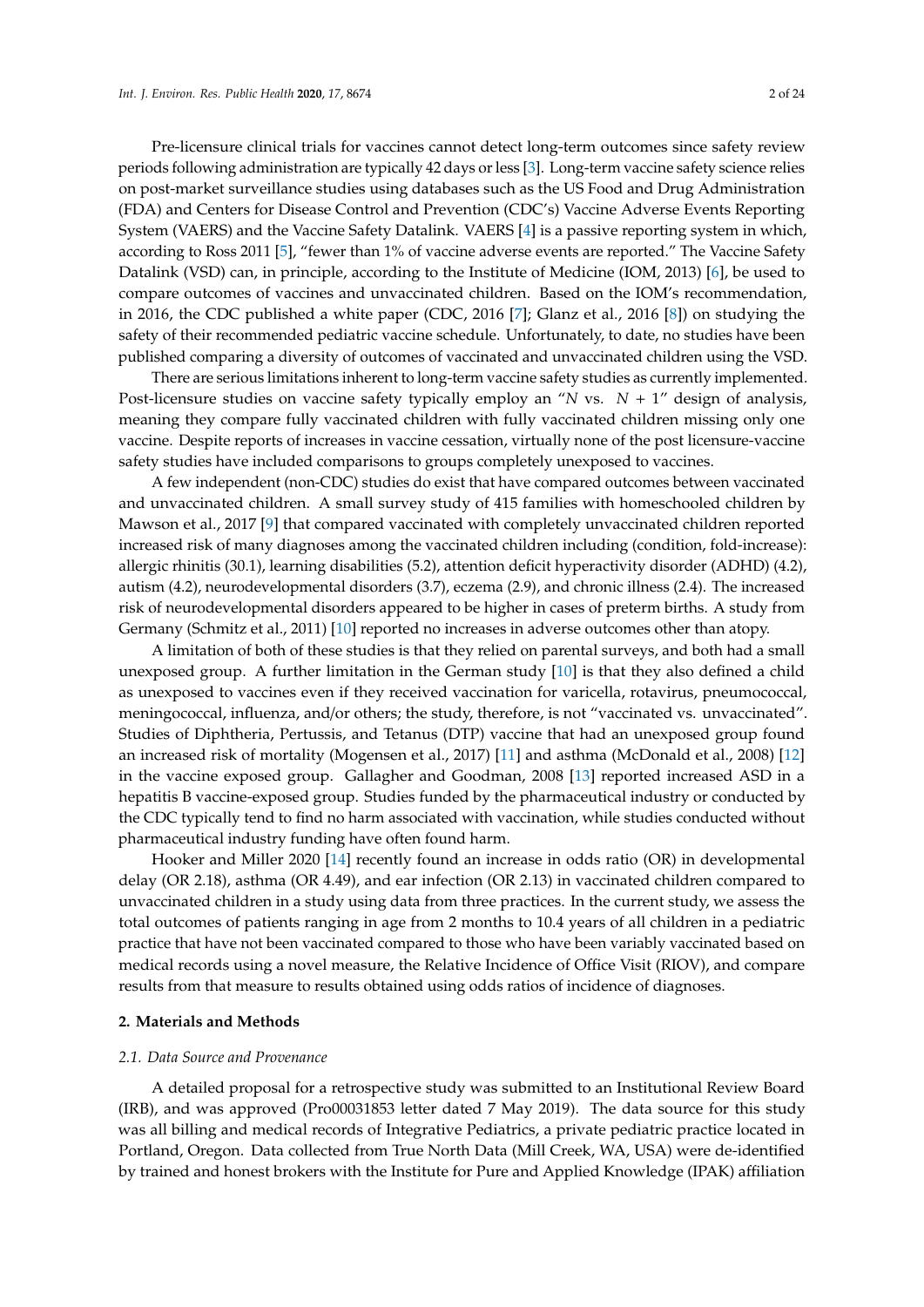Pre-licensure clinical trials for vaccines cannot detect long-term outcomes since safety review periods following administration are typically 42 days or less [3]. Long-term vaccine safety science relies on post-market surveillance studies using databases such as the US Food and Drug Administration (FDA) and Centers for Disease Control and Prevention (CDC's) Vaccine Adverse Events Reporting System (VAERS) and the Vaccine Safety Datalink. VAERS [4] is a passive reporting system in which, according to Ross 2011 [5], "fewer than 1% of vaccine adverse events are reported." The Vaccine Safety Datalink (VSD) can, in principle, according to the Institute of Medicine (IOM, 2013) [6], be used to compare outcomes of vaccines and unvaccinated children. Based on the IOM's recommendation, in 2016, the CDC published a white paper (CDC, 2016 [7]; Glanz et al., 2016 [8]) on studying the safety of their recommended pediatric vaccine schedule. Unfortunately, to date, no studies have been published comparing a diversity of outcomes of vaccinated and unvaccinated children using the VSD.

There are serious limitations inherent to long-term vaccine safety studies as currently implemented. Post-licensure studies on vaccine safety typically employ an "$N$ vs. $N + 1$" design of analysis, meaning they compare fully vaccinated children with fully vaccinated children missing only one vaccine. Despite reports of increases in vaccine cessation, virtually none of the post licensure-vaccine safety studies have included comparisons to groups completely unexposed to vaccines.

A few independent (non-CDC) studies do exist that have compared outcomes between vaccinated and unvaccinated children. A small survey study of 415 families with homeschooled children by Mawson et al., 2017 [9] that compared vaccinated with completely unvaccinated children reported increased risk of many diagnoses among the vaccinated children including (condition, fold-increase): allergic rhinitis (30.1), learning disabilities (5.2), attention deficit hyperactivity disorder (ADHD) (4.2), autism (4.2), neurodevelopmental disorders (3.7), eczema (2.9), and chronic illness (2.4). The increased risk of neurodevelopmental disorders appeared to be higher in cases of preterm births. A study from Germany (Schmitz et al., 2011) [10] reported no increases in adverse outcomes other than atopy.

A limitation of both of these studies is that they relied on parental surveys, and both had a small unexposed group. A further limitation in the German study [10] is that they also defined a child as unexposed to vaccines even if they received vaccination for varicella, rotavirus, pneumococcal, meningococcal, influenza, and/or others; the study, therefore, is not "vaccinated vs. unvaccinated". Studies of Diphtheria, Pertussis, and Tetanus (DTP) vaccine that had an unexposed group found an increased risk of mortality (Mogensen et al., 2017) [11] and asthma (McDonald et al., 2008) [12] in the vaccine exposed group. Gallagher and Goodman, 2008 [13] reported increased ASD in a hepatitis B vaccine-exposed group. Studies funded by the pharmaceutical industry or conducted by the CDC typically tend to find no harm associated with vaccination, while studies conducted without pharmaceutical industry funding have often found harm.

Hooker and Miller 2020 [14] recently found an increase in odds ratio (OR) in developmental delay (OR 2.18), asthma (OR 4.49), and ear infection (OR 2.13) in vaccinated children compared to unvaccinated children in a study using data from three practices. In the current study, we assess the total outcomes of patients ranging in age from 2 months to 10.4 years of all children in a pediatric practice that have not been vaccinated compared to those who have been variably vaccinated based on medical records using a novel measure, the Relative Incidence of Office Visit (RIOV), and compare results from that measure to results obtained using odds ratios of incidence of diagnoses.

## 2. Materials and Methods

### 2.1. Data Source and Provenance

A detailed proposal for a retrospective study was submitted to an Institutional Review Board (IRB), and was approved (Pro00031853 letter dated 7 May 2019). The data source for this study was all billing and medical records of Integrative Pediatrics, a private pediatric practice located in Portland, Oregon. Data collected from True North Data (Mill Creek, WA, USA) were de-identified by trained and honest brokers with the Institute for Pure and Applied Knowledge (IPAK) affiliation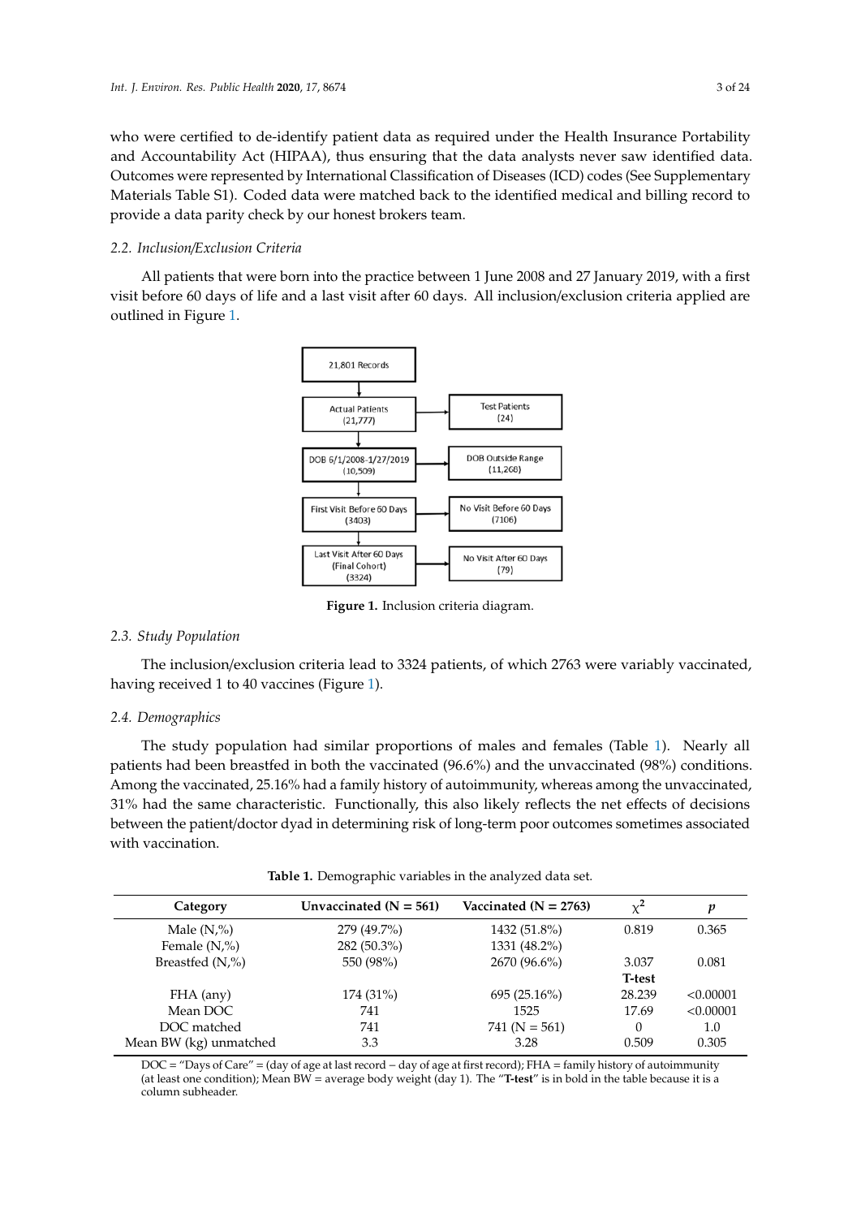who were certified to de-identify patient data as required under the Health Insurance Portability and Accountability Act (HIPAA), thus ensuring that the data analysts never saw identified data. Outcomes were represented by International Classification of Diseases (ICD) codes (See Supplementary Materials Table S1). Coded data were matched back to the identified medical and billing record to provide a data parity check by our honest brokers team.

### *2.2. Inclusion/Exclusion Criteria*

All patients that were born into the practice between 1 June 2008 and 27 January 2019, with a first visit before 60 days of life and a last visit after 60 days. All inclusion/exclusion criteria applied are outlined in Figure 1.

21,801 Records → Actual Patients (21,777) [excluded: Test Patients (24)] → DOB 6/1/2008-1/27/2019 (10,509) [excluded: DOB Outside Range (11,268)] → First Visit Before 60 Days (3403) [excluded: No Visit Before 60 Days (7106)] → Last Visit After 60 Days (Final Cohort) (3324) [excluded: No Visit After 60 Days (79)]

**Figure 1.** Inclusion criteria diagram.

### *2.3. Study Population*

The inclusion/exclusion criteria lead to 3324 patients, of which 2763 were variably vaccinated, having received 1 to 40 vaccines (Figure 1).

### *2.4. Demographics*

The study population had similar proportions of males and females (Table 1). Nearly all patients had been breastfed in both the vaccinated (96.6%) and the unvaccinated (98%) conditions. Among the vaccinated, 25.16% had a family history of autoimmunity, whereas among the unvaccinated, 31% had the same characteristic. Functionally, this also likely reflects the net effects of decisions between the patient/doctor dyad in determining risk of long-term poor outcomes sometimes associated with vaccination.

**Table 1.** Demographic variables in the analyzed data set.

| Category | Unvaccinated (N = 561) | Vaccinated (N = 2763) | $\chi^2$ | $p$ |
|---|---|---|---|---|
| Male (N,%) | 279 (49.7%) | 1432 (51.8%) | 0.819 | 0.365 |
| Female (N,%) | 282 (50.3%) | 1331 (48.2%) | | |
| Breastfed (N,%) | 550 (98%) | 2670 (96.6%) | 3.037 | 0.081 |
| | | | **T-test** | |
| FHA (any) | 174 (31%) | 695 (25.16%) | 28.239 | <0.00001 |
| Mean DOC | 741 | 1525 | 17.69 | <0.00001 |
| DOC matched | 741 | 741 (N = 561) | 0 | 1.0 |
| Mean BW (kg) unmatched | 3.3 | 3.28 | 0.509 | 0.305 |

DOC = "Days of Care" = (day of age at last record − day of age at first record); FHA = family history of autoimmunity (at least one condition); Mean BW = average body weight (day 1). The "**T-test**" is in bold in the table because it is a column subheader.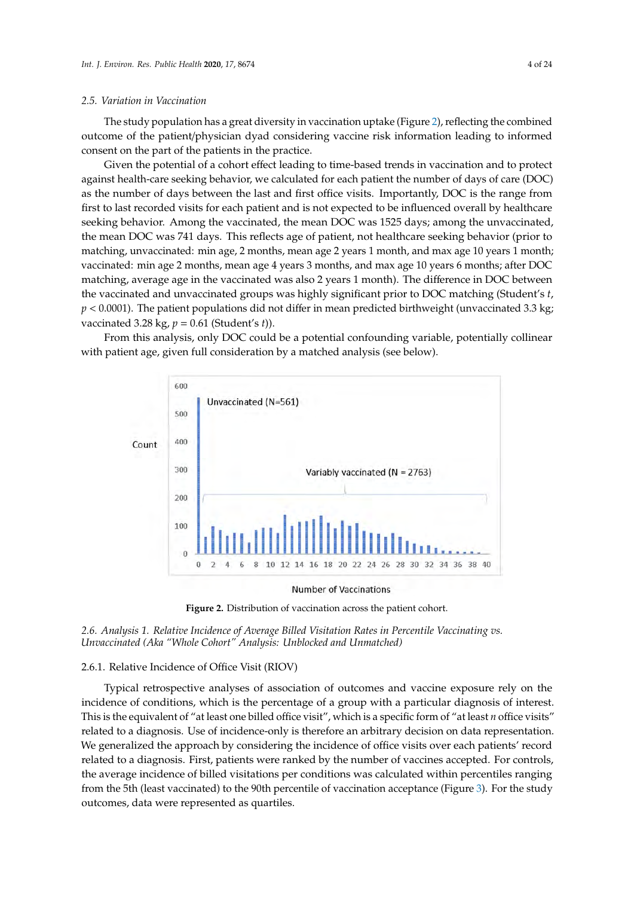### 2.5. Variation in Vaccination

The study population has a great diversity in vaccination uptake (Figure 2), reflecting the combined outcome of the patient/physician dyad considering vaccine risk information leading to informed consent on the part of the patients in the practice.

Given the potential of a cohort effect leading to time-based trends in vaccination and to protect against health-care seeking behavior, we calculated for each patient the number of days of care (DOC) as the number of days between the last and first office visits. Importantly, DOC is the range from first to last recorded visits for each patient and is not expected to be influenced overall by healthcare seeking behavior. Among the vaccinated, the mean DOC was 1525 days; among the unvaccinated, the mean DOC was 741 days. This reflects age of patient, not healthcare seeking behavior (prior to matching, unvaccinated: min age, 2 months, mean age 2 years 1 month, and max age 10 years 1 month; vaccinated: min age 2 months, mean age 4 years 3 months, and max age 10 years 6 months; after DOC matching, average age in the vaccinated was also 2 years 1 month). The difference in DOC between the vaccinated and unvaccinated groups was highly significant prior to DOC matching (Student's *t*, $p < 0.0001$). The patient populations did not differ in mean predicted birthweight (unvaccinated 3.3 kg; vaccinated 3.28 kg, $p = 0.61$ (Student's *t*)).

From this analysis, only DOC could be a potential confounding variable, potentially collinear with patient age, given full consideration by a matched analysis (see below).

**Figure 2.** Distribution of vaccination across the patient cohort.

### 2.6. Analysis 1. Relative Incidence of Average Billed Visitation Rates in Percentile Vaccinating vs. Unvaccinated (Aka "Whole Cohort" Analysis: Unblocked and Unmatched)

#### 2.6.1. Relative Incidence of Office Visit (RIOV)

Typical retrospective analyses of association of outcomes and vaccine exposure rely on the incidence of conditions, which is the percentage of a group with a particular diagnosis of interest. This is the equivalent of "at least one billed office visit", which is a specific form of "at least *n* office visits" related to a diagnosis. Use of incidence-only is therefore an arbitrary decision on data representation. We generalized the approach by considering the incidence of office visits over each patients' record related to a diagnosis. First, patients were ranked by the number of vaccines accepted. For controls, the average incidence of billed visitations per conditions was calculated within percentiles ranging from the 5th (least vaccinated) to the 90th percentile of vaccination acceptance (Figure 3). For the study outcomes, data were represented as quartiles.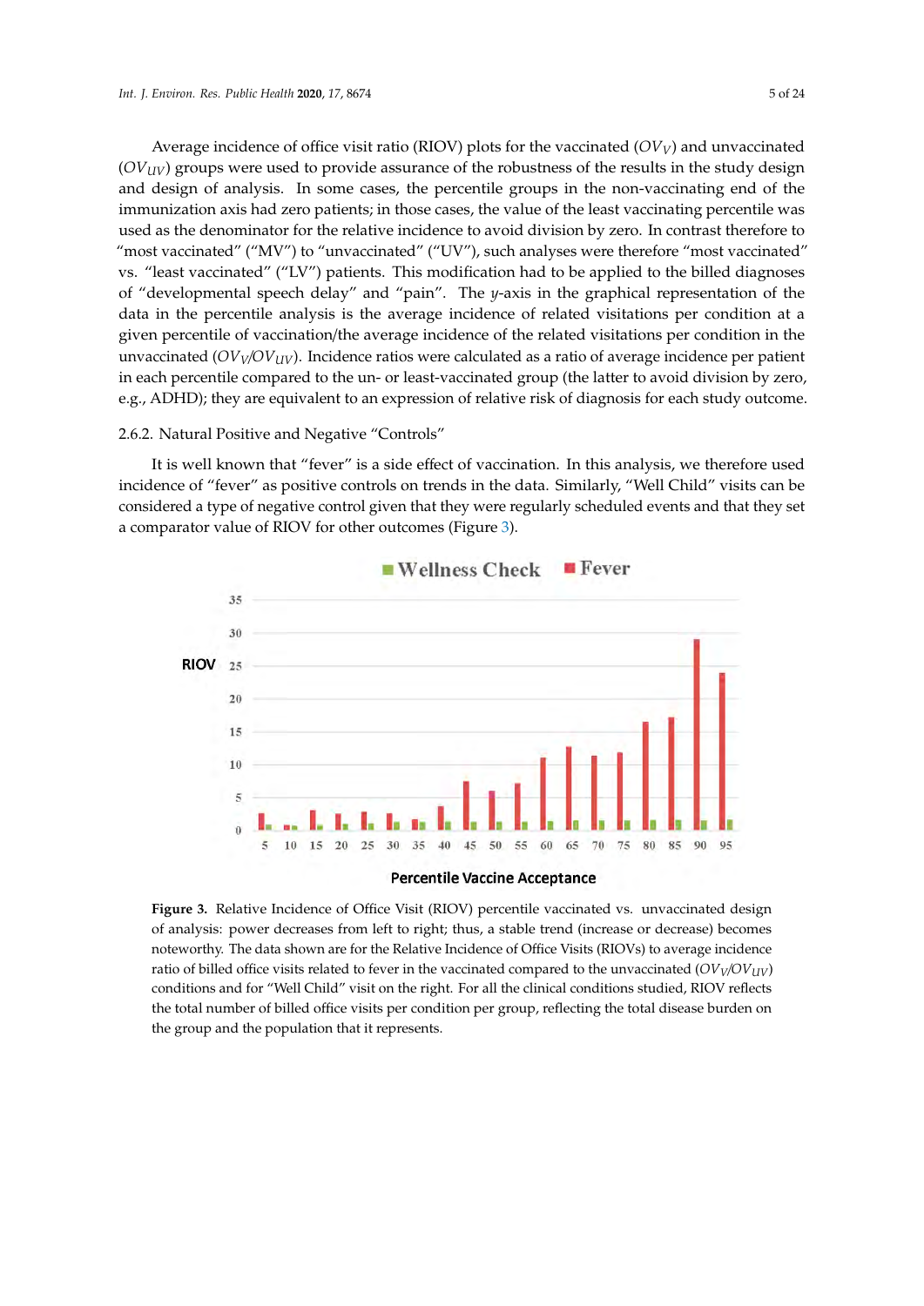Average incidence of office visit ratio (RIOV) plots for the vaccinated ($OV_V$) and unvaccinated ($OV_{UV}$) groups were used to provide assurance of the robustness of the results in the study design and design of analysis. In some cases, the percentile groups in the non-vaccinating end of the immunization axis had zero patients; in those cases, the value of the least vaccinating percentile was used as the denominator for the relative incidence to avoid division by zero. In contrast therefore to "most vaccinated" ("MV") to "unvaccinated" ("UV"), such analyses were therefore "most vaccinated" vs. "least vaccinated" ("LV") patients. This modification had to be applied to the billed diagnoses of "developmental speech delay" and "pain". The *y*-axis in the graphical representation of the data in the percentile analysis is the average incidence of related visitations per condition at a given percentile of vaccination/the average incidence of the related visitations per condition in the unvaccinated ($OV_V$/$OV_{UV}$). Incidence ratios were calculated as a ratio of average incidence per patient in each percentile compared to the un- or least-vaccinated group (the latter to avoid division by zero, e.g., ADHD); they are equivalent to an expression of relative risk of diagnosis for each study outcome.

### 2.6.2. Natural Positive and Negative "Controls"

It is well known that "fever" is a side effect of vaccination. In this analysis, we therefore used incidence of "fever" as positive controls on trends in the data. Similarly, "Well Child" visits can be considered a type of negative control given that they were regularly scheduled events and that they set a comparator value of RIOV for other outcomes (Figure 3).

Wellness Check
Fever

RIOV

35
30
25
20
15
10
5
0

5 10 15 20 25 30 35 40 45 50 55 60 65 70 75 80 85 90 95

Percentile Vaccine Acceptance

**Figure 3.** Relative Incidence of Office Visit (RIOV) percentile vaccinated vs. unvaccinated design of analysis: power decreases from left to right; thus, a stable trend (increase or decrease) becomes noteworthy. The data shown are for the Relative Incidence of Office Visits (RIOVs) to average incidence ratio of billed office visits related to fever in the vaccinated compared to the unvaccinated ($OV_V$/$OV_{UV}$) conditions and for "Well Child" visit on the right. For all the clinical conditions studied, RIOV reflects the total number of billed office visits per condition per group, reflecting the total disease burden on the group and the population that it represents.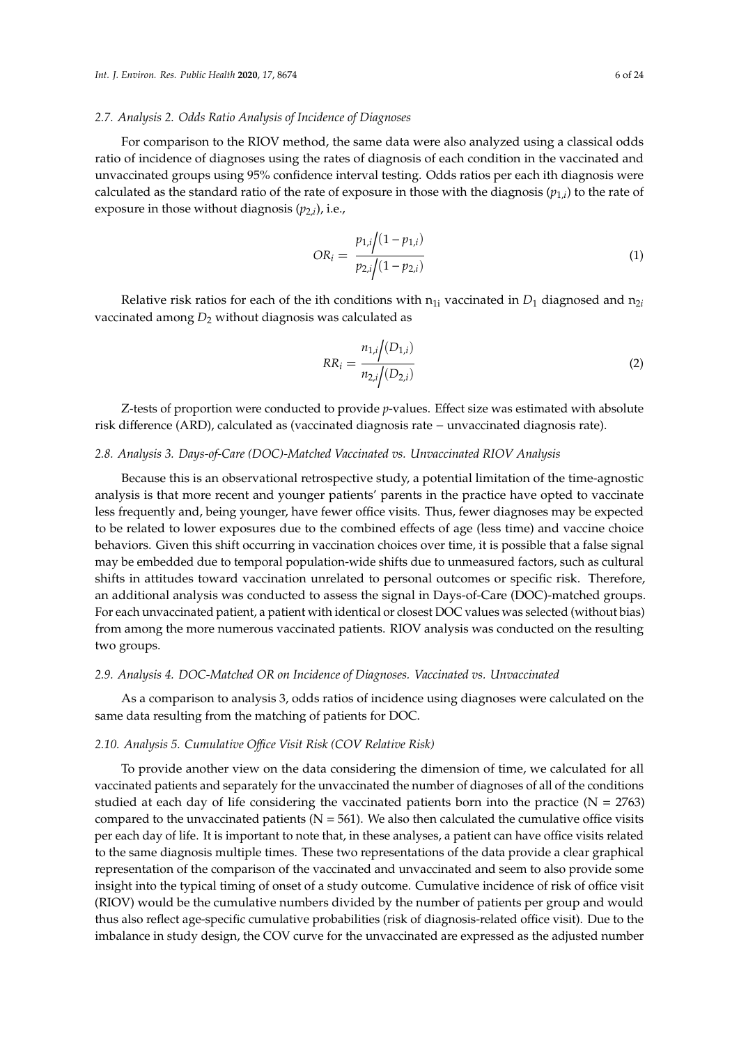### 2.7. Analysis 2. Odds Ratio Analysis of Incidence of Diagnoses

For comparison to the RIOV method, the same data were also analyzed using a classical odds ratio of incidence of diagnoses using the rates of diagnosis of each condition in the vaccinated and unvaccinated groups using 95% confidence interval testing. Odds ratios per each ith diagnosis were calculated as the standard ratio of the rate of exposure in those with the diagnosis ($p_{1,i}$) to the rate of exposure in those without diagnosis ($p_{2,i}$), i.e.,

$$OR_i = \frac{p_{1,i}\big/(1-p_{1,i})}{p_{2,i}\big/(1-p_{2,i})} \tag{1}$$

Relative risk ratios for each of the ith conditions with $n_{1i}$ vaccinated in $D_1$ diagnosed and $n_{2i}$ vaccinated among $D_2$ without diagnosis was calculated as

$$RR_i = \frac{n_{1,i}\big/(D_{1,i})}{n_{2,i}\big/(D_{2,i})} \tag{2}$$

Z-tests of proportion were conducted to provide *p*-values. Effect size was estimated with absolute risk difference (ARD), calculated as (vaccinated diagnosis rate − unvaccinated diagnosis rate).

### 2.8. Analysis 3. Days-of-Care (DOC)-Matched Vaccinated vs. Unvaccinated RIOV Analysis

Because this is an observational retrospective study, a potential limitation of the time-agnostic analysis is that more recent and younger patients' parents in the practice have opted to vaccinate less frequently and, being younger, have fewer office visits. Thus, fewer diagnoses may be expected to be related to lower exposures due to the combined effects of age (less time) and vaccine choice behaviors. Given this shift occurring in vaccination choices over time, it is possible that a false signal may be embedded due to temporal population-wide shifts due to unmeasured factors, such as cultural shifts in attitudes toward vaccination unrelated to personal outcomes or specific risk. Therefore, an additional analysis was conducted to assess the signal in Days-of-Care (DOC)-matched groups. For each unvaccinated patient, a patient with identical or closest DOC values was selected (without bias) from among the more numerous vaccinated patients. RIOV analysis was conducted on the resulting two groups.

### 2.9. Analysis 4. DOC-Matched OR on Incidence of Diagnoses. Vaccinated vs. Unvaccinated

As a comparison to analysis 3, odds ratios of incidence using diagnoses were calculated on the same data resulting from the matching of patients for DOC.

### 2.10. Analysis 5. Cumulative Office Visit Risk (COV Relative Risk)

To provide another view on the data considering the dimension of time, we calculated for all vaccinated patients and separately for the unvaccinated the number of diagnoses of all of the conditions studied at each day of life considering the vaccinated patients born into the practice (N = 2763) compared to the unvaccinated patients (N = 561). We also then calculated the cumulative office visits per each day of life. It is important to note that, in these analyses, a patient can have office visits related to the same diagnosis multiple times. These two representations of the data provide a clear graphical representation of the comparison of the vaccinated and unvaccinated and seem to also provide some insight into the typical timing of onset of a study outcome. Cumulative incidence of risk of office visit (RIOV) would be the cumulative numbers divided by the number of patients per group and would thus also reflect age-specific cumulative probabilities (risk of diagnosis-related office visit). Due to the imbalance in study design, the COV curve for the unvaccinated are expressed as the adjusted number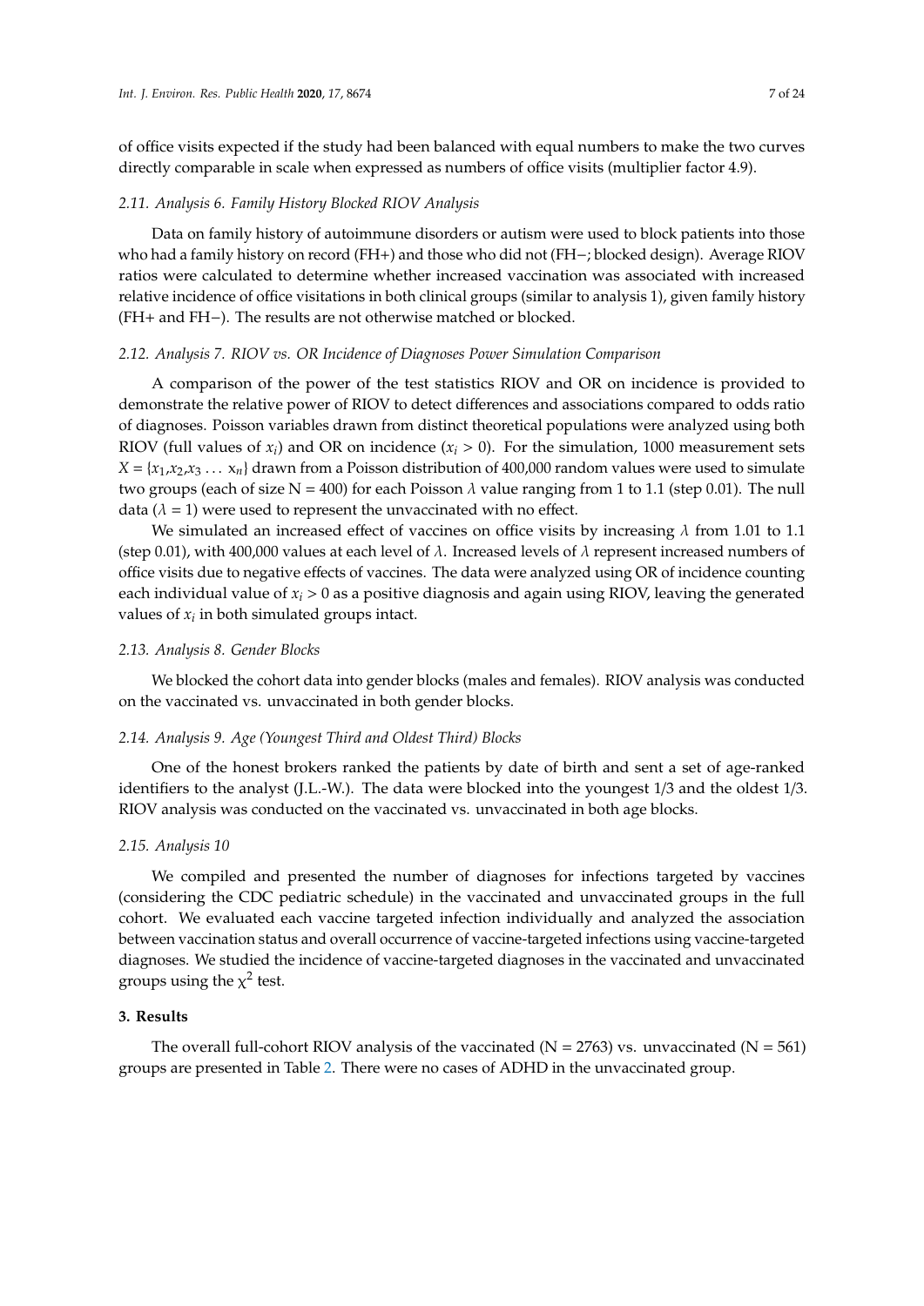of office visits expected if the study had been balanced with equal numbers to make the two curves directly comparable in scale when expressed as numbers of office visits (multiplier factor 4.9).

### 2.11. Analysis 6. Family History Blocked RIOV Analysis

Data on family history of autoimmune disorders or autism were used to block patients into those who had a family history on record (FH+) and those who did not (FH−; blocked design). Average RIOV ratios were calculated to determine whether increased vaccination was associated with increased relative incidence of office visitations in both clinical groups (similar to analysis 1), given family history (FH+ and FH−). The results are not otherwise matched or blocked.

### 2.12. Analysis 7. RIOV vs. OR Incidence of Diagnoses Power Simulation Comparison

A comparison of the power of the test statistics RIOV and OR on incidence is provided to demonstrate the relative power of RIOV to detect differences and associations compared to odds ratio of diagnoses. Poisson variables drawn from distinct theoretical populations were analyzed using both RIOV (full values of $x_i$) and OR on incidence ($x_i > 0$). For the simulation, 1000 measurement sets $X = \{x_1, x_2, x_3 \ldots x_n\}$ drawn from a Poisson distribution of 400,000 random values were used to simulate two groups (each of size N = 400) for each Poisson $\lambda$ value ranging from 1 to 1.1 (step 0.01). The null data ($\lambda = 1$) were used to represent the unvaccinated with no effect.

We simulated an increased effect of vaccines on office visits by increasing $\lambda$ from 1.01 to 1.1 (step 0.01), with 400,000 values at each level of $\lambda$. Increased levels of $\lambda$ represent increased numbers of office visits due to negative effects of vaccines. The data were analyzed using OR of incidence counting each individual value of $x_i > 0$ as a positive diagnosis and again using RIOV, leaving the generated values of $x_i$ in both simulated groups intact.

### 2.13. Analysis 8. Gender Blocks

We blocked the cohort data into gender blocks (males and females). RIOV analysis was conducted on the vaccinated vs. unvaccinated in both gender blocks.

### 2.14. Analysis 9. Age (Youngest Third and Oldest Third) Blocks

One of the honest brokers ranked the patients by date of birth and sent a set of age-ranked identifiers to the analyst (J.L.-W.). The data were blocked into the youngest 1/3 and the oldest 1/3. RIOV analysis was conducted on the vaccinated vs. unvaccinated in both age blocks.

### 2.15. Analysis 10

We compiled and presented the number of diagnoses for infections targeted by vaccines (considering the CDC pediatric schedule) in the vaccinated and unvaccinated groups in the full cohort. We evaluated each vaccine targeted infection individually and analyzed the association between vaccination status and overall occurrence of vaccine-targeted infections using vaccine-targeted diagnoses. We studied the incidence of vaccine-targeted diagnoses in the vaccinated and unvaccinated groups using the $\chi^2$ test.

## 3. Results

The overall full-cohort RIOV analysis of the vaccinated (N = 2763) vs. unvaccinated (N = 561) groups are presented in Table 2. There were no cases of ADHD in the unvaccinated group.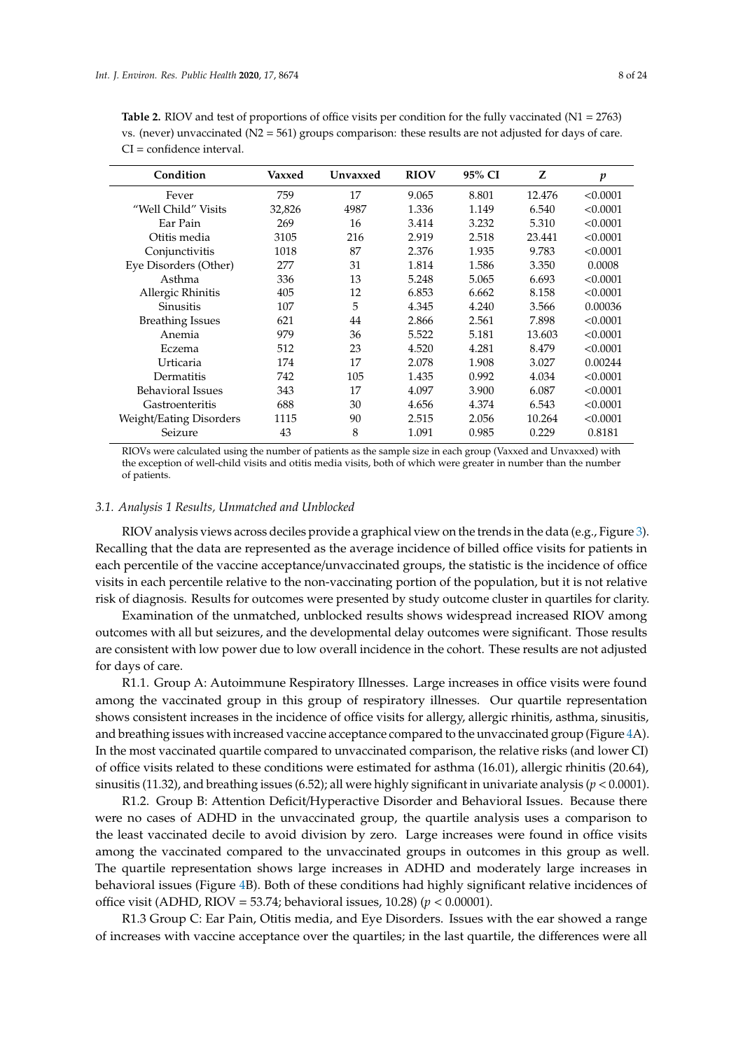**Table 2.** RIOV and test of proportions of office visits per condition for the fully vaccinated (N1 = 2763) vs. (never) unvaccinated (N2 = 561) groups comparison: these results are not adjusted for days of care. CI = confidence interval.

| Condition | Vaxxed | Unvaxxed | RIOV | 95% CI | Z | $p$ |
|---|---|---|---|---|---|---|
| Fever | 759 | 17 | 9.065 | 8.801 | 12.476 | <0.0001 |
| "Well Child" Visits | 32,826 | 4987 | 1.336 | 1.149 | 6.540 | <0.0001 |
| Ear Pain | 269 | 16 | 3.414 | 3.232 | 5.310 | <0.0001 |
| Otitis media | 3105 | 216 | 2.919 | 2.518 | 23.441 | <0.0001 |
| Conjunctivitis | 1018 | 87 | 2.376 | 1.935 | 9.783 | <0.0001 |
| Eye Disorders (Other) | 277 | 31 | 1.814 | 1.586 | 3.350 | 0.0008 |
| Asthma | 336 | 13 | 5.248 | 5.065 | 6.693 | <0.0001 |
| Allergic Rhinitis | 405 | 12 | 6.853 | 6.662 | 8.158 | <0.0001 |
| Sinusitis | 107 | 5 | 4.345 | 4.240 | 3.566 | 0.00036 |
| Breathing Issues | 621 | 44 | 2.866 | 2.561 | 7.898 | <0.0001 |
| Anemia | 979 | 36 | 5.522 | 5.181 | 13.603 | <0.0001 |
| Eczema | 512 | 23 | 4.520 | 4.281 | 8.479 | <0.0001 |
| Urticaria | 174 | 17 | 2.078 | 1.908 | 3.027 | 0.00244 |
| Dermatitis | 742 | 105 | 1.435 | 0.992 | 4.034 | <0.0001 |
| Behavioral Issues | 343 | 17 | 4.097 | 3.900 | 6.087 | <0.0001 |
| Gastroenteritis | 688 | 30 | 4.656 | 4.374 | 6.543 | <0.0001 |
| Weight/Eating Disorders | 1115 | 90 | 2.515 | 2.056 | 10.264 | <0.0001 |
| Seizure | 43 | 8 | 1.091 | 0.985 | 0.229 | 0.8181 |

RIOVs were calculated using the number of patients as the sample size in each group (Vaxxed and Unvaxxed) with the exception of well-child visits and otitis media visits, both of which were greater in number than the number of patients.

### 3.1. Analysis 1 Results, Unmatched and Unblocked

RIOV analysis views across deciles provide a graphical view on the trends in the data (e.g., Figure 3). Recalling that the data are represented as the average incidence of billed office visits for patients in each percentile of the vaccine acceptance/unvaccinated groups, the statistic is the incidence of office visits in each percentile relative to the non-vaccinating portion of the population, but it is not relative risk of diagnosis. Results for outcomes were presented by study outcome cluster in quartiles for clarity.

Examination of the unmatched, unblocked results shows widespread increased RIOV among outcomes with all but seizures, and the developmental delay outcomes were significant. Those results are consistent with low power due to low overall incidence in the cohort. These results are not adjusted for days of care.

R1.1. Group A: Autoimmune Respiratory Illnesses. Large increases in office visits were found among the vaccinated group in this group of respiratory illnesses. Our quartile representation shows consistent increases in the incidence of office visits for allergy, allergic rhinitis, asthma, sinusitis, and breathing issues with increased vaccine acceptance compared to the unvaccinated group (Figure 4A). In the most vaccinated quartile compared to unvaccinated comparison, the relative risks (and lower CI) of office visits related to these conditions were estimated for asthma (16.01), allergic rhinitis (20.64), sinusitis (11.32), and breathing issues (6.52); all were highly significant in univariate analysis ($p < 0.0001$).

R1.2. Group B: Attention Deficit/Hyperactive Disorder and Behavioral Issues. Because there were no cases of ADHD in the unvaccinated group, the quartile analysis uses a comparison to the least vaccinated decile to avoid division by zero. Large increases were found in office visits among the vaccinated compared to the unvaccinated groups in outcomes in this group as well. The quartile representation shows large increases in ADHD and moderately large increases in behavioral issues (Figure 4B). Both of these conditions had highly significant relative incidences of office visit (ADHD, RIOV = 53.74; behavioral issues, 10.28) ($p < 0.00001$).

R1.3 Group C: Ear Pain, Otitis media, and Eye Disorders. Issues with the ear showed a range of increases with vaccine acceptance over the quartiles; in the last quartile, the differences were all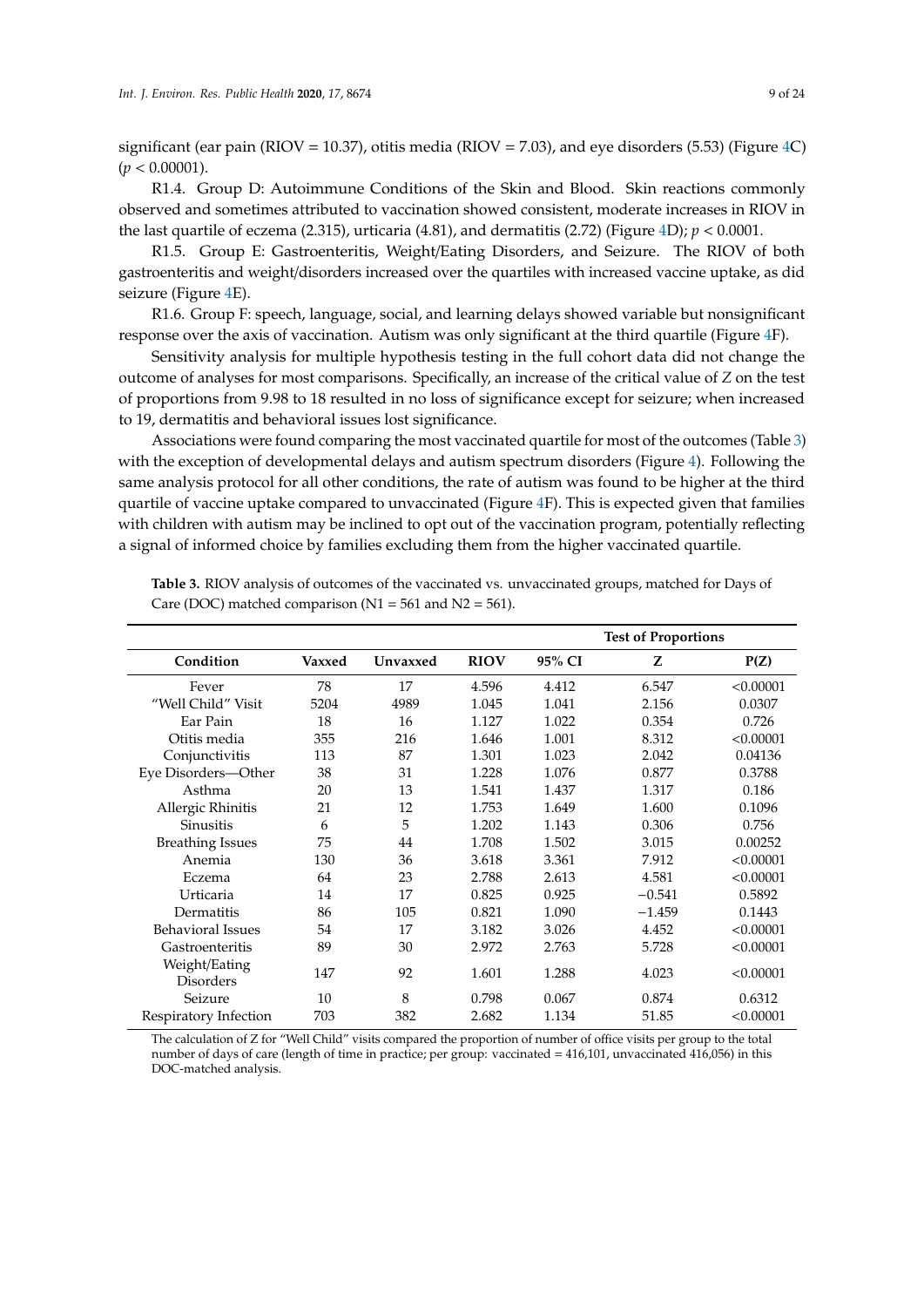significant (ear pain (RIOV = 10.37), otitis media (RIOV = 7.03), and eye disorders (5.53) (Figure 4C) ($p < 0.00001$).

R1.4. Group D: Autoimmune Conditions of the Skin and Blood. Skin reactions commonly observed and sometimes attributed to vaccination showed consistent, moderate increases in RIOV in the last quartile of eczema (2.315), urticaria (4.81), and dermatitis (2.72) (Figure 4D); $p < 0.0001$.

R1.5. Group E: Gastroenteritis, Weight/Eating Disorders, and Seizure. The RIOV of both gastroenteritis and weight/disorders increased over the quartiles with increased vaccine uptake, as did seizure (Figure 4E).

R1.6. Group F: speech, language, social, and learning delays showed variable but nonsignificant response over the axis of vaccination. Autism was only significant at the third quartile (Figure 4F).

Sensitivity analysis for multiple hypothesis testing in the full cohort data did not change the outcome of analyses for most comparisons. Specifically, an increase of the critical value of $Z$ on the test of proportions from 9.98 to 18 resulted in no loss of significance except for seizure; when increased to 19, dermatitis and behavioral issues lost significance.

Associations were found comparing the most vaccinated quartile for most of the outcomes (Table 3) with the exception of developmental delays and autism spectrum disorders (Figure 4). Following the same analysis protocol for all other conditions, the rate of autism was found to be higher at the third quartile of vaccine uptake compared to unvaccinated (Figure 4F). This is expected given that families with children with autism may be inclined to opt out of the vaccination program, potentially reflecting a signal of informed choice by families excluding them from the higher vaccinated quartile.

**Table 3.** RIOV analysis of outcomes of the vaccinated vs. unvaccinated groups, matched for Days of Care (DOC) matched comparison (N1 = 561 and N2 = 561).

| | | | | | Test of Proportions | |
|---|---|---|---|---|---|---|
| **Condition** | **Vaxxed** | **Unvaxxed** | **RIOV** | **95% CI** | **Z** | **P(Z)** |
| Fever | 78 | 17 | 4.596 | 4.412 | 6.547 | <0.00001 |
| "Well Child" Visit | 5204 | 4989 | 1.045 | 1.041 | 2.156 | 0.0307 |
| Ear Pain | 18 | 16 | 1.127 | 1.022 | 0.354 | 0.726 |
| Otitis media | 355 | 216 | 1.646 | 1.001 | 8.312 | <0.00001 |
| Conjunctivitis | 113 | 87 | 1.301 | 1.023 | 2.042 | 0.04136 |
| Eye Disorders—Other | 38 | 31 | 1.228 | 1.076 | 0.877 | 0.3788 |
| Asthma | 20 | 13 | 1.541 | 1.437 | 1.317 | 0.186 |
| Allergic Rhinitis | 21 | 12 | 1.753 | 1.649 | 1.600 | 0.1096 |
| Sinusitis | 6 | 5 | 1.202 | 1.143 | 0.306 | 0.756 |
| Breathing Issues | 75 | 44 | 1.708 | 1.502 | 3.015 | 0.00252 |
| Anemia | 130 | 36 | 3.618 | 3.361 | 7.912 | <0.00001 |
| Eczema | 64 | 23 | 2.788 | 2.613 | 4.581 | <0.00001 |
| Urticaria | 14 | 17 | 0.825 | 0.925 | −0.541 | 0.5892 |
| Dermatitis | 86 | 105 | 0.821 | 1.090 | −1.459 | 0.1443 |
| Behavioral Issues | 54 | 17 | 3.182 | 3.026 | 4.452 | <0.00001 |
| Gastroenteritis | 89 | 30 | 2.972 | 2.763 | 5.728 | <0.00001 |
| Weight/Eating Disorders | 147 | 92 | 1.601 | 1.288 | 4.023 | <0.00001 |
| Seizure | 10 | 8 | 0.798 | 0.067 | 0.874 | 0.6312 |
| Respiratory Infection | 703 | 382 | 2.682 | 1.134 | 51.85 | <0.00001 |

The calculation of Z for "Well Child" visits compared the proportion of number of office visits per group to the total number of days of care (length of time in practice; per group: vaccinated = 416,101, unvaccinated 416,056) in this DOC-matched analysis.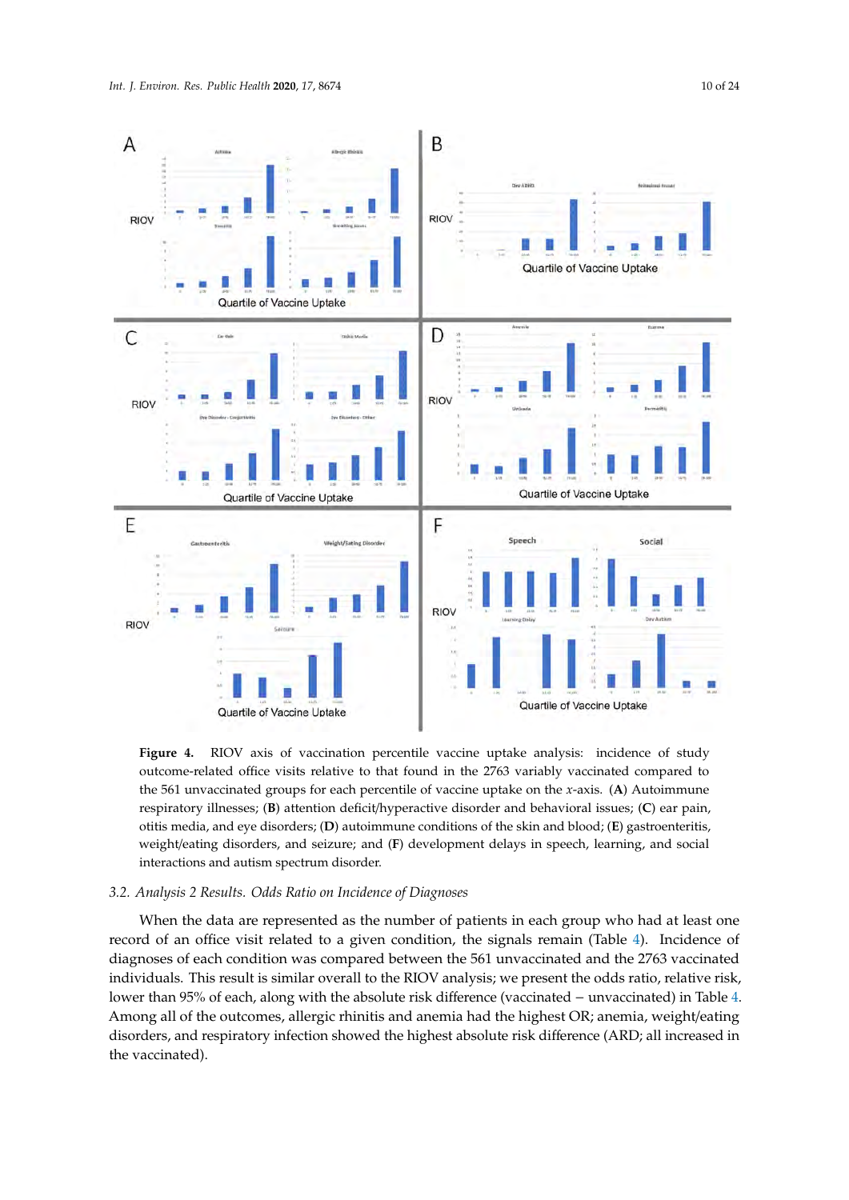**Figure 4.** RIOV axis of vaccination percentile vaccine uptake analysis: incidence of study outcome-related office visits relative to that found in the 2763 variably vaccinated compared to the 561 unvaccinated groups for each percentile of vaccine uptake on the *x*-axis. (**A**) Autoimmune respiratory illnesses; (**B**) attention deficit/hyperactive disorder and behavioral issues; (**C**) ear pain, otitis media, and eye disorders; (**D**) autoimmune conditions of the skin and blood; (**E**) gastroenteritis, weight/eating disorders, and seizure; and (**F**) development delays in speech, learning, and social interactions and autism spectrum disorder.

### 3.2. Analysis 2 Results. Odds Ratio on Incidence of Diagnoses

When the data are represented as the number of patients in each group who had at least one record of an office visit related to a given condition, the signals remain (Table 4). Incidence of diagnoses of each condition was compared between the 561 unvaccinated and the 2763 vaccinated individuals. This result is similar overall to the RIOV analysis; we present the odds ratio, relative risk, lower than 95% of each, along with the absolute risk difference (vaccinated − unvaccinated) in Table 4. Among all of the outcomes, allergic rhinitis and anemia had the highest OR; anemia, weight/eating disorders, and respiratory infection showed the highest absolute risk difference (ARD; all increased in the vaccinated).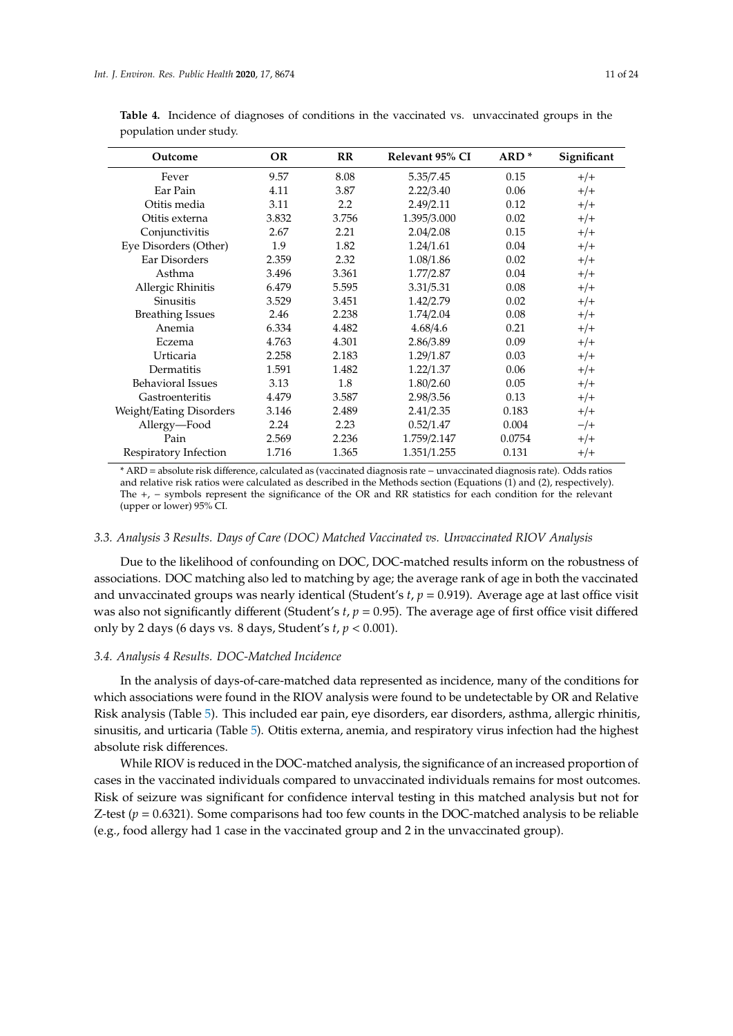**Table 4.** Incidence of diagnoses of conditions in the vaccinated vs. unvaccinated groups in the population under study.

| Outcome | OR | RR | Relevant 95% CI | ARD * | Significant |
|---|---|---|---|---|---|
| Fever | 9.57 | 8.08 | 5.35/7.45 | 0.15 | +/+ |
| Ear Pain | 4.11 | 3.87 | 2.22/3.40 | 0.06 | +/+ |
| Otitis media | 3.11 | 2.2 | 2.49/2.11 | 0.12 | +/+ |
| Otitis externa | 3.832 | 3.756 | 1.395/3.000 | 0.02 | +/+ |
| Conjunctivitis | 2.67 | 2.21 | 2.04/2.08 | 0.15 | +/+ |
| Eye Disorders (Other) | 1.9 | 1.82 | 1.24/1.61 | 0.04 | +/+ |
| Ear Disorders | 2.359 | 2.32 | 1.08/1.86 | 0.02 | +/+ |
| Asthma | 3.496 | 3.361 | 1.77/2.87 | 0.04 | +/+ |
| Allergic Rhinitis | 6.479 | 5.595 | 3.31/5.31 | 0.08 | +/+ |
| Sinusitis | 3.529 | 3.451 | 1.42/2.79 | 0.02 | +/+ |
| Breathing Issues | 2.46 | 2.238 | 1.74/2.04 | 0.08 | +/+ |
| Anemia | 6.334 | 4.482 | 4.68/4.6 | 0.21 | +/+ |
| Eczema | 4.763 | 4.301 | 2.86/3.89 | 0.09 | +/+ |
| Urticaria | 2.258 | 2.183 | 1.29/1.87 | 0.03 | +/+ |
| Dermatitis | 1.591 | 1.482 | 1.22/1.37 | 0.06 | +/+ |
| Behavioral Issues | 3.13 | 1.8 | 1.80/2.60 | 0.05 | +/+ |
| Gastroenteritis | 4.479 | 3.587 | 2.98/3.56 | 0.13 | +/+ |
| Weight/Eating Disorders | 3.146 | 2.489 | 2.41/2.35 | 0.183 | +/+ |
| Allergy—Food | 2.24 | 2.23 | 0.52/1.47 | 0.004 | −/+ |
| Pain | 2.569 | 2.236 | 1.759/2.147 | 0.0754 | +/+ |
| Respiratory Infection | 1.716 | 1.365 | 1.351/1.255 | 0.131 | +/+ |

* ARD = absolute risk difference, calculated as (vaccinated diagnosis rate − unvaccinated diagnosis rate). Odds ratios and relative risk ratios were calculated as described in the Methods section (Equations (1) and (2), respectively). The +, − symbols represent the significance of the OR and RR statistics for each condition for the relevant (upper or lower) 95% CI.

### 3.3. Analysis 3 Results. Days of Care (DOC) Matched Vaccinated vs. Unvaccinated RIOV Analysis

Due to the likelihood of confounding on DOC, DOC-matched results inform on the robustness of associations. DOC matching also led to matching by age; the average rank of age in both the vaccinated and unvaccinated groups was nearly identical (Student's $t$, $p = 0.919$). Average age at last office visit was also not significantly different (Student's $t$, $p = 0.95$). The average age of first office visit differed only by 2 days (6 days vs. 8 days, Student's $t$, $p < 0.001$).

### 3.4. Analysis 4 Results. DOC-Matched Incidence

In the analysis of days-of-care-matched data represented as incidence, many of the conditions for which associations were found in the RIOV analysis were found to be undetectable by OR and Relative Risk analysis (Table 5). This included ear pain, eye disorders, ear disorders, asthma, allergic rhinitis, sinusitis, and urticaria (Table 5). Otitis externa, anemia, and respiratory virus infection had the highest absolute risk differences.

While RIOV is reduced in the DOC-matched analysis, the significance of an increased proportion of cases in the vaccinated individuals compared to unvaccinated individuals remains for most outcomes. Risk of seizure was significant for confidence interval testing in this matched analysis but not for Z-test ($p = 0.6321$). Some comparisons had too few counts in the DOC-matched analysis to be reliable (e.g., food allergy had 1 case in the vaccinated group and 2 in the unvaccinated group).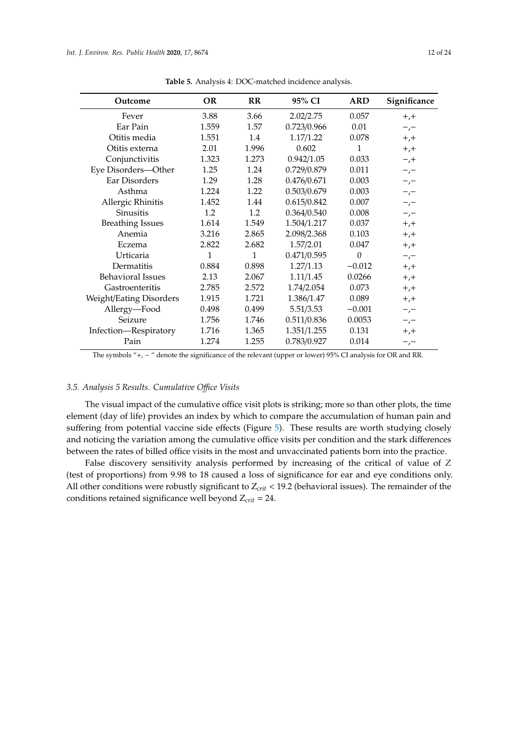**Table 5.** Analysis 4: DOC-matched incidence analysis.

| Outcome | OR | RR | 95% CI | ARD | Significance |
|---|---|---|---|---|---|
| Fever | 3.88 | 3.66 | 2.02/2.75 | 0.057 | +,+ |
| Ear Pain | 1.559 | 1.57 | 0.723/0.966 | 0.01 | −,− |
| Otitis media | 1.551 | 1.4 | 1.17/1.22 | 0.078 | +,+ |
| Otitis externa | 2.01 | 1.996 | 0.602 | 1 | +,+ |
| Conjunctivitis | 1.323 | 1.273 | 0.942/1.05 | 0.033 | −,+ |
| Eye Disorders—Other | 1.25 | 1.24 | 0.729/0.879 | 0.011 | −,− |
| Ear Disorders | 1.29 | 1.28 | 0.476/0.671 | 0.003 | −,− |
| Asthma | 1.224 | 1.22 | 0.503/0.679 | 0.003 | −,− |
| Allergic Rhinitis | 1.452 | 1.44 | 0.615/0.842 | 0.007 | −,− |
| Sinusitis | 1.2 | 1.2 | 0.364/0.540 | 0.008 | −,− |
| Breathing Issues | 1.614 | 1.549 | 1.504/1.217 | 0.037 | +,+ |
| Anemia | 3.216 | 2.865 | 2.098/2.368 | 0.103 | +,+ |
| Eczema | 2.822 | 2.682 | 1.57/2.01 | 0.047 | +,+ |
| Urticaria | 1 | 1 | 0.471/0.595 | 0 | −,− |
| Dermatitis | 0.884 | 0.898 | 1.27/1.13 | −0.012 | +,+ |
| Behavioral Issues | 2.13 | 2.067 | 1.11/1.45 | 0.0266 | +,+ |
| Gastroenteritis | 2.785 | 2.572 | 1.74/2.054 | 0.073 | +,+ |
| Weight/Eating Disorders | 1.915 | 1.721 | 1.386/1.47 | 0.089 | +,+ |
| Allergy—Food | 0.498 | 0.499 | 5.51/3.53 | −0.001 | −,− |
| Seizure | 1.756 | 1.746 | 0.511/0.836 | 0.0053 | −,− |
| Infection—Respiratory | 1.716 | 1.365 | 1.351/1.255 | 0.131 | +,+ |
| Pain | 1.274 | 1.255 | 0.783/0.927 | 0.014 | −,− |

The symbols "+, − " denote the significance of the relevant (upper or lower) 95% CI analysis for OR and RR.

### *3.5. Analysis 5 Results. Cumulative Office Visits*

The visual impact of the cumulative office visit plots is striking; more so than other plots, the time element (day of life) provides an index by which to compare the accumulation of human pain and suffering from potential vaccine side effects (Figure 5). These results are worth studying closely and noticing the variation among the cumulative office visits per condition and the stark differences between the rates of billed office visits in the most and unvaccinated patients born into the practice.

False discovery sensitivity analysis performed by increasing of the critical of value of $Z$ (test of proportions) from 9.98 to 18 caused a loss of significance for ear and eye conditions only. All other conditions were robustly significant to $Z_{crit} < 19.2$ (behavioral issues). The remainder of the conditions retained significance well beyond $Z_{crit} = 24$.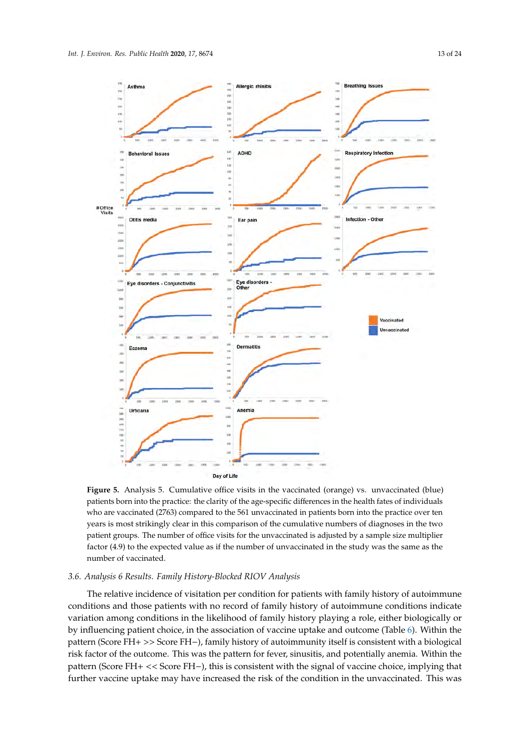**Figure 5.** Analysis 5. Cumulative office visits in the vaccinated (orange) vs. unvaccinated (blue) patients born into the practice: the clarity of the age-specific differences in the health fates of individuals who are vaccinated (2763) compared to the 561 unvaccinated in patients born into the practice over ten years is most strikingly clear in this comparison of the cumulative numbers of diagnoses in the two patient groups. The number of office visits for the unvaccinated is adjusted by a sample size multiplier factor (4.9) to the expected value as if the number of unvaccinated in the study was the same as the number of vaccinated.

### 3.6. Analysis 6 Results. Family History-Blocked RIOV Analysis

The relative incidence of visitation per condition for patients with family history of autoimmune conditions and those patients with no record of family history of autoimmune conditions indicate variation among conditions in the likelihood of family history playing a role, either biologically or by influencing patient choice, in the association of vaccine uptake and outcome (Table 6). Within the pattern (Score FH+ >> Score FH−), family history of autoimmunity itself is consistent with a biological risk factor of the outcome. This was the pattern for fever, sinusitis, and potentially anemia. Within the pattern (Score FH+ << Score FH−), this is consistent with the signal of vaccine choice, implying that further vaccine uptake may have increased the risk of the condition in the unvaccinated. This was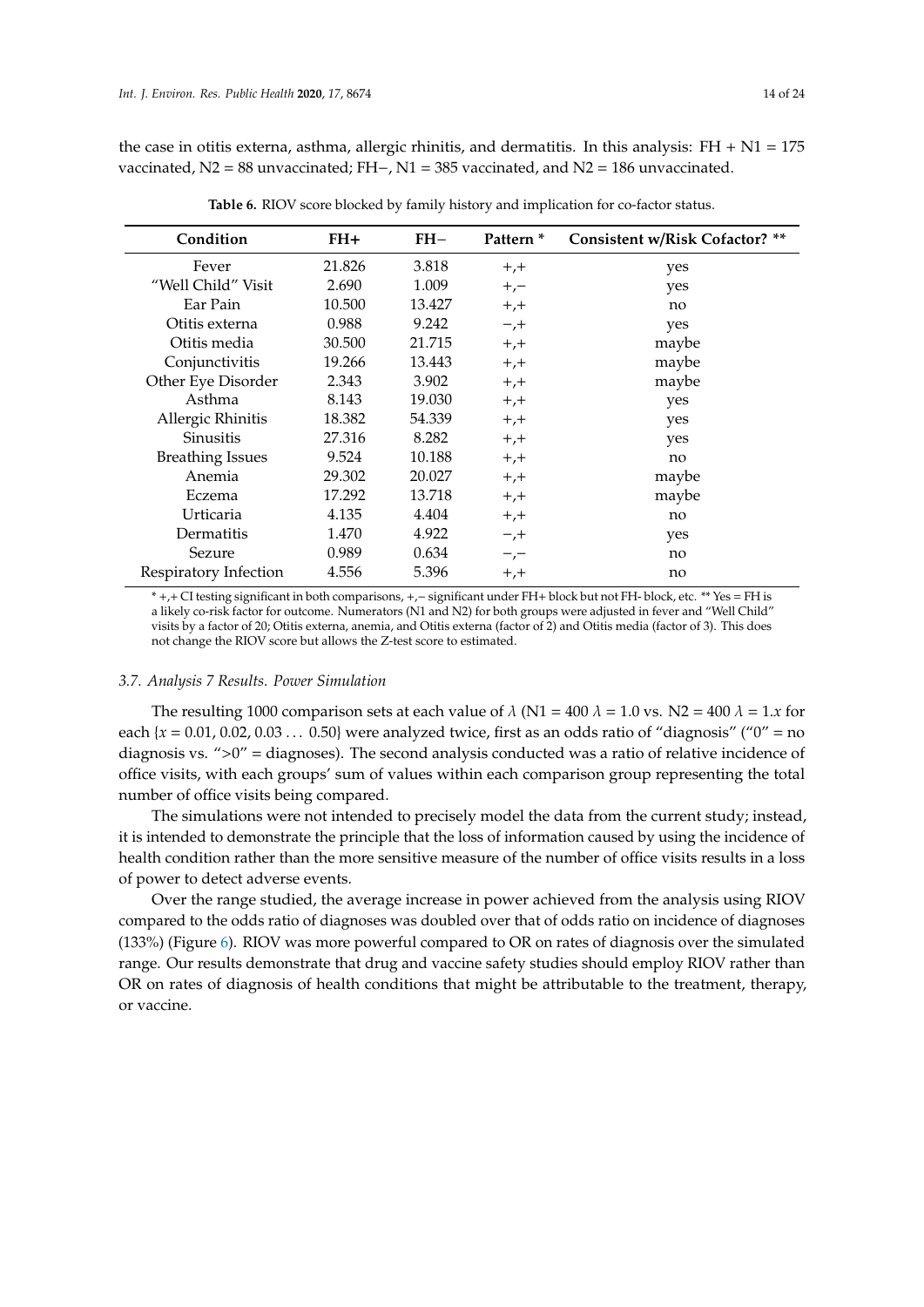the case in otitis externa, asthma, allergic rhinitis, and dermatitis. In this analysis: FH + N1 = 175 vaccinated, N2 = 88 unvaccinated; FH−, N1 = 385 vaccinated, and N2 = 186 unvaccinated.

**Table 6.** RIOV score blocked by family history and implication for co-factor status.

| Condition | FH+ | FH− | Pattern * | Consistent w/Risk Cofactor? ** |
|---|---|---|---|---|
| Fever | 21.826 | 3.818 | +,+ | yes |
| "Well Child" Visit | 2.690 | 1.009 | +,− | yes |
| Ear Pain | 10.500 | 13.427 | +,+ | no |
| Otitis externa | 0.988 | 9.242 | −,+ | yes |
| Otitis media | 30.500 | 21.715 | +,+ | maybe |
| Conjunctivitis | 19.266 | 13.443 | +,+ | maybe |
| Other Eye Disorder | 2.343 | 3.902 | +,+ | maybe |
| Asthma | 8.143 | 19.030 | +,+ | yes |
| Allergic Rhinitis | 18.382 | 54.339 | +,+ | yes |
| Sinusitis | 27.316 | 8.282 | +,+ | yes |
| Breathing Issues | 9.524 | 10.188 | +,+ | no |
| Anemia | 29.302 | 20.027 | +,+ | maybe |
| Eczema | 17.292 | 13.718 | +,+ | maybe |
| Urticaria | 4.135 | 4.404 | +,+ | no |
| Dermatitis | 1.470 | 4.922 | −,+ | yes |
| Sezure | 0.989 | 0.634 | −,− | no |
| Respiratory Infection | 4.556 | 5.396 | +,+ | no |

\* +,+ CI testing significant in both comparisons, +,− significant under FH+ block but not FH- block, etc. ** Yes = FH is a likely co-risk factor for outcome. Numerators (N1 and N2) for both groups were adjusted in fever and "Well Child" visits by a factor of 20; Otitis externa, anemia, and Otitis externa (factor of 2) and Otitis media (factor of 3). This does not change the RIOV score but allows the Z-test score to estimated.

### 3.7. Analysis 7 Results. Power Simulation

The resulting 1000 comparison sets at each value of $\lambda$ (N1 = 400 $\lambda$ = 1.0 vs. N2 = 400 $\lambda$ = 1.$x$ for each {$x$ = 0.01, 0.02, 0.03 ... 0.50} were analyzed twice, first as an odds ratio of "diagnosis" ("0" = no diagnosis vs. ">0" = diagnoses). The second analysis conducted was a ratio of relative incidence of office visits, with each groups' sum of values within each comparison group representing the total number of office visits being compared.

The simulations were not intended to precisely model the data from the current study; instead, it is intended to demonstrate the principle that the loss of information caused by using the incidence of health condition rather than the more sensitive measure of the number of office visits results in a loss of power to detect adverse events.

Over the range studied, the average increase in power achieved from the analysis using RIOV compared to the odds ratio of diagnoses was doubled over that of odds ratio on incidence of diagnoses (133%) (Figure 6). RIOV was more powerful compared to OR on rates of diagnosis over the simulated range. Our results demonstrate that drug and vaccine safety studies should employ RIOV rather than OR on rates of diagnosis of health conditions that might be attributable to the treatment, therapy, or vaccine.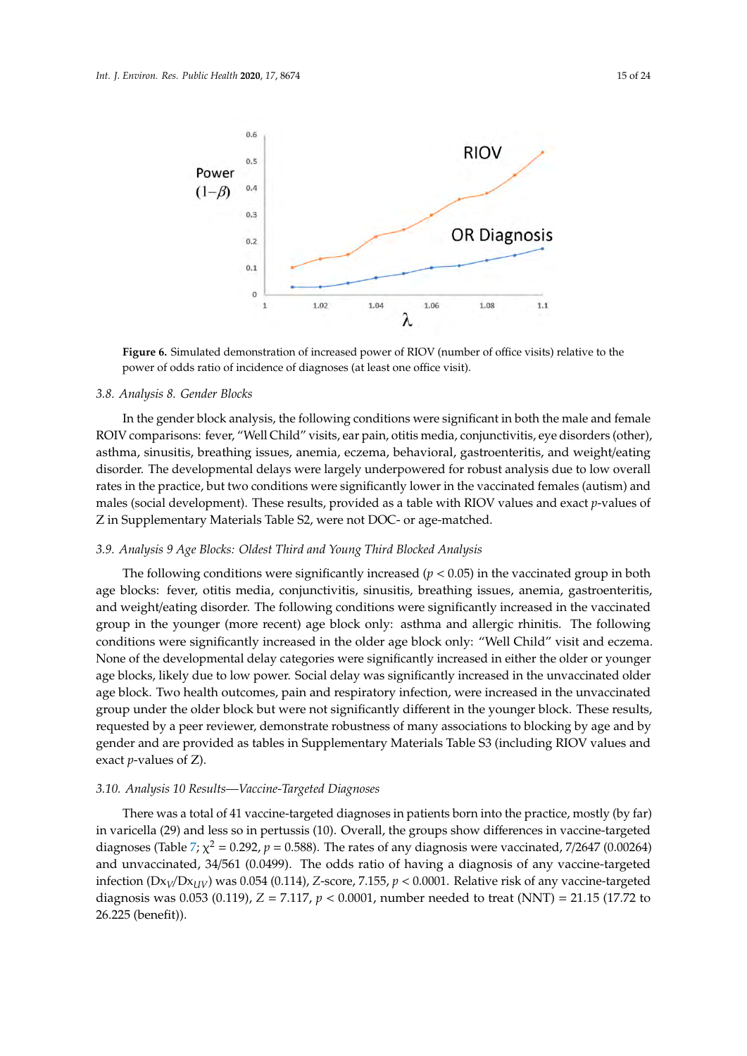**Figure 6.** Simulated demonstration of increased power of RIOV (number of office visits) relative to the power of odds ratio of incidence of diagnoses (at least one office visit).

### 3.8. Analysis 8. Gender Blocks

In the gender block analysis, the following conditions were significant in both the male and female ROIV comparisons: fever, "Well Child" visits, ear pain, otitis media, conjunctivitis, eye disorders (other), asthma, sinusitis, breathing issues, anemia, eczema, behavioral, gastroenteritis, and weight/eating disorder. The developmental delays were largely underpowered for robust analysis due to low overall rates in the practice, but two conditions were significantly lower in the vaccinated females (autism) and males (social development). These results, provided as a table with RIOV values and exact *p*-values of Z in Supplementary Materials Table S2, were not DOC- or age-matched.

### 3.9. Analysis 9 Age Blocks: Oldest Third and Young Third Blocked Analysis

The following conditions were significantly increased ($p < 0.05$) in the vaccinated group in both age blocks: fever, otitis media, conjunctivitis, sinusitis, breathing issues, anemia, gastroenteritis, and weight/eating disorder. The following conditions were significantly increased in the vaccinated group in the younger (more recent) age block only: asthma and allergic rhinitis. The following conditions were significantly increased in the older age block only: "Well Child" visit and eczema. None of the developmental delay categories were significantly increased in either the older or younger age blocks, likely due to low power. Social delay was significantly increased in the unvaccinated older age block. Two health outcomes, pain and respiratory infection, were increased in the unvaccinated group under the older block but were not significantly different in the younger block. These results, requested by a peer reviewer, demonstrate robustness of many associations to blocking by age and by gender and are provided as tables in Supplementary Materials Table S3 (including RIOV values and exact *p*-values of Z).

### 3.10. Analysis 10 Results—Vaccine-Targeted Diagnoses

There was a total of 41 vaccine-targeted diagnoses in patients born into the practice, mostly (by far) in varicella (29) and less so in pertussis (10). Overall, the groups show differences in vaccine-targeted diagnoses (Table 7; $\chi^2 = 0.292$, $p = 0.588$). The rates of any diagnosis were vaccinated, 7/2647 (0.00264) and unvaccinated, 34/561 (0.0499). The odds ratio of having a diagnosis of any vaccine-targeted infection ($Dx_V/Dx_{UV}$) was 0.054 (0.114), Z-score, 7.155, $p < 0.0001$. Relative risk of any vaccine-targeted diagnosis was 0.053 (0.119), $Z = 7.117$, $p < 0.0001$, number needed to treat (NNT) = 21.15 (17.72 to 26.225 (benefit)).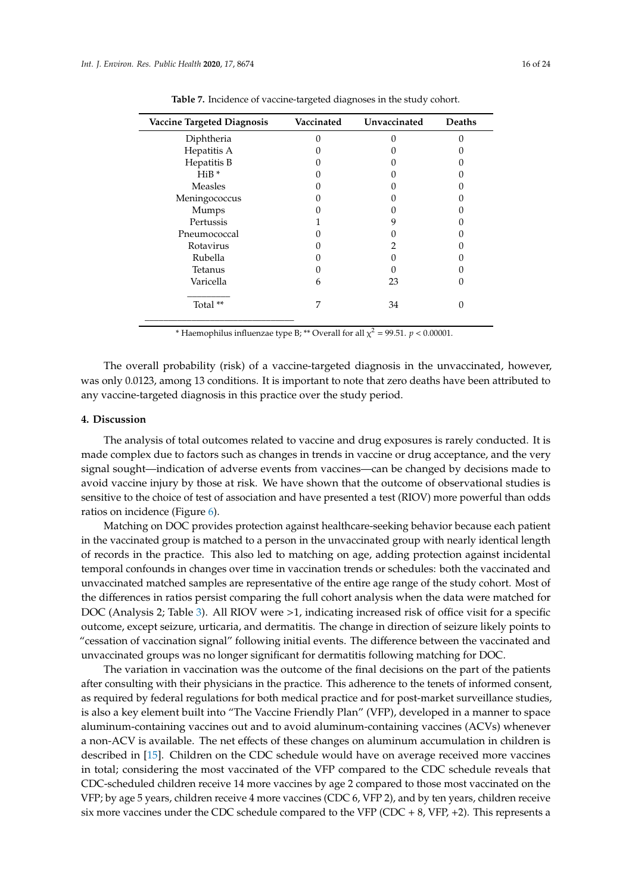**Table 7.** Incidence of vaccine-targeted diagnoses in the study cohort.

| Vaccine Targeted Diagnosis | Vaccinated | Unvaccinated | Deaths |
|---|---|---|---|
| Diphtheria | 0 | 0 | 0 |
| Hepatitis A | 0 | 0 | 0 |
| Hepatitis B | 0 | 0 | 0 |
| HiB * | 0 | 0 | 0 |
| Measles | 0 | 0 | 0 |
| Meningococcus | 0 | 0 | 0 |
| Mumps | 0 | 0 | 0 |
| Pertussis | 1 | 9 | 0 |
| Pneumococcal | 0 | 0 | 0 |
| Rotavirus | 0 | 2 | 0 |
| Rubella | 0 | 0 | 0 |
| Tetanus | 0 | 0 | 0 |
| Varicella | 6 | 23 | 0 |
| Total ** | 7 | 34 | 0 |

\* Haemophilus influenzae type B; ** Overall for all $\chi^2 = 99.51$. $p < 0.00001$.

The overall probability (risk) of a vaccine-targeted diagnosis in the unvaccinated, however, was only 0.0123, among 13 conditions. It is important to note that zero deaths have been attributed to any vaccine-targeted diagnosis in this practice over the study period.

## 4. Discussion

The analysis of total outcomes related to vaccine and drug exposures is rarely conducted. It is made complex due to factors such as changes in trends in vaccine or drug acceptance, and the very signal sought—indication of adverse events from vaccines—can be changed by decisions made to avoid vaccine injury by those at risk. We have shown that the outcome of observational studies is sensitive to the choice of test of association and have presented a test (RIOV) more powerful than odds ratios on incidence (Figure 6).

Matching on DOC provides protection against healthcare-seeking behavior because each patient in the vaccinated group is matched to a person in the unvaccinated group with nearly identical length of records in the practice. This also led to matching on age, adding protection against incidental temporal confounds in changes over time in vaccination trends or schedules: both the vaccinated and unvaccinated matched samples are representative of the entire age range of the study cohort. Most of the differences in ratios persist comparing the full cohort analysis when the data were matched for DOC (Analysis 2; Table 3). All RIOV were >1, indicating increased risk of office visit for a specific outcome, except seizure, urticaria, and dermatitis. The change in direction of seizure likely points to "cessation of vaccination signal" following initial events. The difference between the vaccinated and unvaccinated groups was no longer significant for dermatitis following matching for DOC.

The variation in vaccination was the outcome of the final decisions on the part of the patients after consulting with their physicians in the practice. This adherence to the tenets of informed consent, as required by federal regulations for both medical practice and for post-market surveillance studies, is also a key element built into "The Vaccine Friendly Plan" (VFP), developed in a manner to space aluminum-containing vaccines out and to avoid aluminum-containing vaccines (ACVs) whenever a non-ACV is available. The net effects of these changes on aluminum accumulation in children is described in [15]. Children on the CDC schedule would have on average received more vaccines in total; considering the most vaccinated of the VFP compared to the CDC schedule reveals that CDC-scheduled children receive 14 more vaccines by age 2 compared to those most vaccinated on the VFP; by age 5 years, children receive 4 more vaccines (CDC 6, VFP 2), and by ten years, children receive six more vaccines under the CDC schedule compared to the VFP (CDC + 8, VFP, +2). This represents a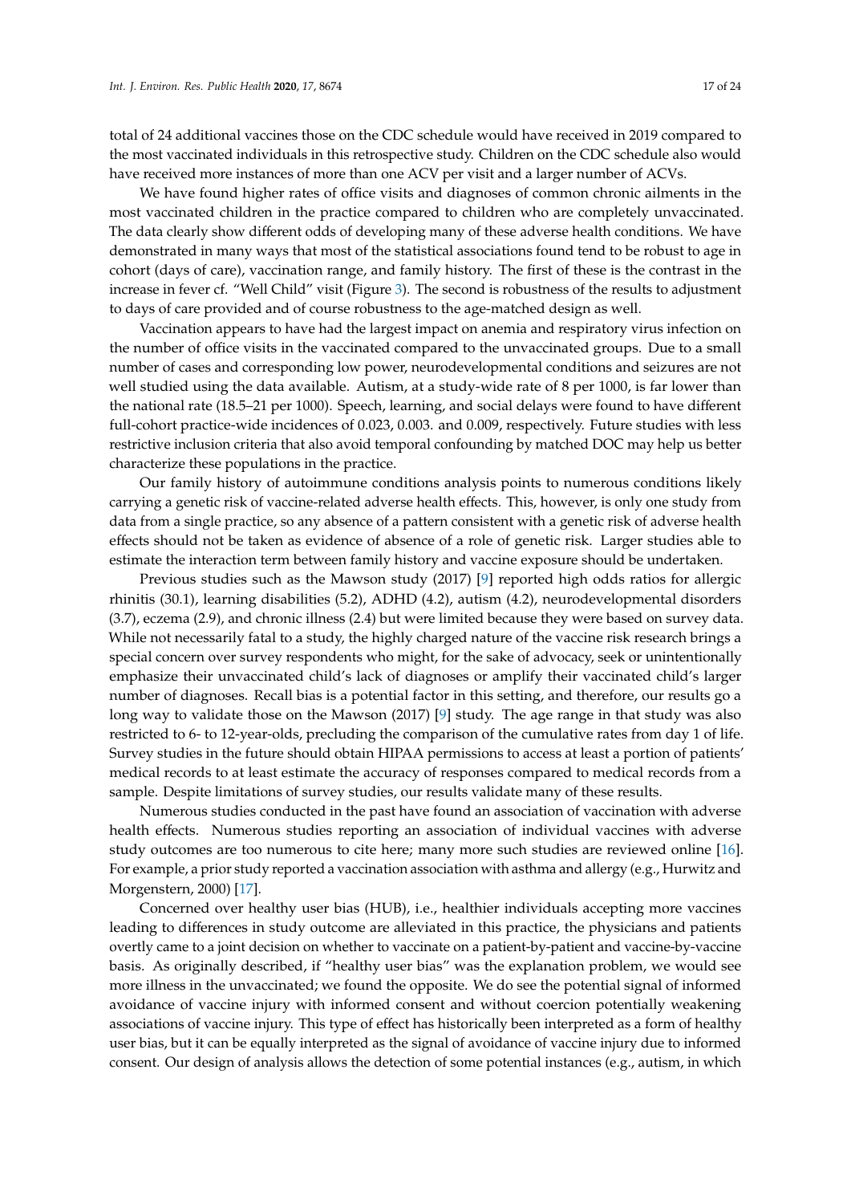total of 24 additional vaccines those on the CDC schedule would have received in 2019 compared to the most vaccinated individuals in this retrospective study. Children on the CDC schedule also would have received more instances of more than one ACV per visit and a larger number of ACVs.

We have found higher rates of office visits and diagnoses of common chronic ailments in the most vaccinated children in the practice compared to children who are completely unvaccinated. The data clearly show different odds of developing many of these adverse health conditions. We have demonstrated in many ways that most of the statistical associations found tend to be robust to age in cohort (days of care), vaccination range, and family history. The first of these is the contrast in the increase in fever cf. "Well Child" visit (Figure 3). The second is robustness of the results to adjustment to days of care provided and of course robustness to the age-matched design as well.

Vaccination appears to have had the largest impact on anemia and respiratory virus infection on the number of office visits in the vaccinated compared to the unvaccinated groups. Due to a small number of cases and corresponding low power, neurodevelopmental conditions and seizures are not well studied using the data available. Autism, at a study-wide rate of 8 per 1000, is far lower than the national rate (18.5–21 per 1000). Speech, learning, and social delays were found to have different full-cohort practice-wide incidences of 0.023, 0.003. and 0.009, respectively. Future studies with less restrictive inclusion criteria that also avoid temporal confounding by matched DOC may help us better characterize these populations in the practice.

Our family history of autoimmune conditions analysis points to numerous conditions likely carrying a genetic risk of vaccine-related adverse health effects. This, however, is only one study from data from a single practice, so any absence of a pattern consistent with a genetic risk of adverse health effects should not be taken as evidence of absence of a role of genetic risk. Larger studies able to estimate the interaction term between family history and vaccine exposure should be undertaken.

Previous studies such as the Mawson study (2017) [9] reported high odds ratios for allergic rhinitis (30.1), learning disabilities (5.2), ADHD (4.2), autism (4.2), neurodevelopmental disorders (3.7), eczema (2.9), and chronic illness (2.4) but were limited because they were based on survey data. While not necessarily fatal to a study, the highly charged nature of the vaccine risk research brings a special concern over survey respondents who might, for the sake of advocacy, seek or unintentionally emphasize their unvaccinated child's lack of diagnoses or amplify their vaccinated child's larger number of diagnoses. Recall bias is a potential factor in this setting, and therefore, our results go a long way to validate those on the Mawson (2017) [9] study. The age range in that study was also restricted to 6- to 12-year-olds, precluding the comparison of the cumulative rates from day 1 of life. Survey studies in the future should obtain HIPAA permissions to access at least a portion of patients' medical records to at least estimate the accuracy of responses compared to medical records from a sample. Despite limitations of survey studies, our results validate many of these results.

Numerous studies conducted in the past have found an association of vaccination with adverse health effects. Numerous studies reporting an association of individual vaccines with adverse study outcomes are too numerous to cite here; many more such studies are reviewed online [16]. For example, a prior study reported a vaccination association with asthma and allergy (e.g., Hurwitz and Morgenstern, 2000) [17].

Concerned over healthy user bias (HUB), i.e., healthier individuals accepting more vaccines leading to differences in study outcome are alleviated in this practice, the physicians and patients overtly came to a joint decision on whether to vaccinate on a patient-by-patient and vaccine-by-vaccine basis. As originally described, if "healthy user bias" was the explanation problem, we would see more illness in the unvaccinated; we found the opposite. We do see the potential signal of informed avoidance of vaccine injury with informed consent and without coercion potentially weakening associations of vaccine injury. This type of effect has historically been interpreted as a form of healthy user bias, but it can be equally interpreted as the signal of avoidance of vaccine injury due to informed consent. Our design of analysis allows the detection of some potential instances (e.g., autism, in which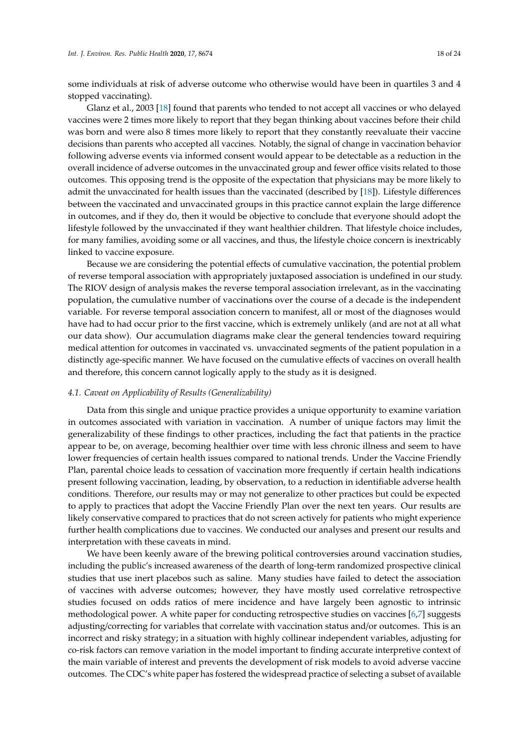some individuals at risk of adverse outcome who otherwise would have been in quartiles 3 and 4 stopped vaccinating).

Glanz et al., 2003 [18] found that parents who tended to not accept all vaccines or who delayed vaccines were 2 times more likely to report that they began thinking about vaccines before their child was born and were also 8 times more likely to report that they constantly reevaluate their vaccine decisions than parents who accepted all vaccines. Notably, the signal of change in vaccination behavior following adverse events via informed consent would appear to be detectable as a reduction in the overall incidence of adverse outcomes in the unvaccinated group and fewer office visits related to those outcomes. This opposing trend is the opposite of the expectation that physicians may be more likely to admit the unvaccinated for health issues than the vaccinated (described by [18]). Lifestyle differences between the vaccinated and unvaccinated groups in this practice cannot explain the large difference in outcomes, and if they do, then it would be objective to conclude that everyone should adopt the lifestyle followed by the unvaccinated if they want healthier children. That lifestyle choice includes, for many families, avoiding some or all vaccines, and thus, the lifestyle choice concern is inextricably linked to vaccine exposure.

Because we are considering the potential effects of cumulative vaccination, the potential problem of reverse temporal association with appropriately juxtaposed association is undefined in our study. The RIOV design of analysis makes the reverse temporal association irrelevant, as in the vaccinating population, the cumulative number of vaccinations over the course of a decade is the independent variable. For reverse temporal association concern to manifest, all or most of the diagnoses would have had to had occur prior to the first vaccine, which is extremely unlikely (and are not at all what our data show). Our accumulation diagrams make clear the general tendencies toward requiring medical attention for outcomes in vaccinated vs. unvaccinated segments of the patient population in a distinctly age-specific manner. We have focused on the cumulative effects of vaccines on overall health and therefore, this concern cannot logically apply to the study as it is designed.

### *4.1. Caveat on Applicability of Results (Generalizability)*

Data from this single and unique practice provides a unique opportunity to examine variation in outcomes associated with variation in vaccination. A number of unique factors may limit the generalizability of these findings to other practices, including the fact that patients in the practice appear to be, on average, becoming healthier over time with less chronic illness and seem to have lower frequencies of certain health issues compared to national trends. Under the Vaccine Friendly Plan, parental choice leads to cessation of vaccination more frequently if certain health indications present following vaccination, leading, by observation, to a reduction in identifiable adverse health conditions. Therefore, our results may or may not generalize to other practices but could be expected to apply to practices that adopt the Vaccine Friendly Plan over the next ten years. Our results are likely conservative compared to practices that do not screen actively for patients who might experience further health complications due to vaccines. We conducted our analyses and present our results and interpretation with these caveats in mind.

We have been keenly aware of the brewing political controversies around vaccination studies, including the public's increased awareness of the dearth of long-term randomized prospective clinical studies that use inert placebos such as saline. Many studies have failed to detect the association of vaccines with adverse outcomes; however, they have mostly used correlative retrospective studies focused on odds ratios of mere incidence and have largely been agnostic to intrinsic methodological power. A white paper for conducting retrospective studies on vaccines [6,7] suggests adjusting/correcting for variables that correlate with vaccination status and/or outcomes. This is an incorrect and risky strategy; in a situation with highly collinear independent variables, adjusting for co-risk factors can remove variation in the model important to finding accurate interpretive context of the main variable of interest and prevents the development of risk models to avoid adverse vaccine outcomes. The CDC's white paper has fostered the widespread practice of selecting a subset of available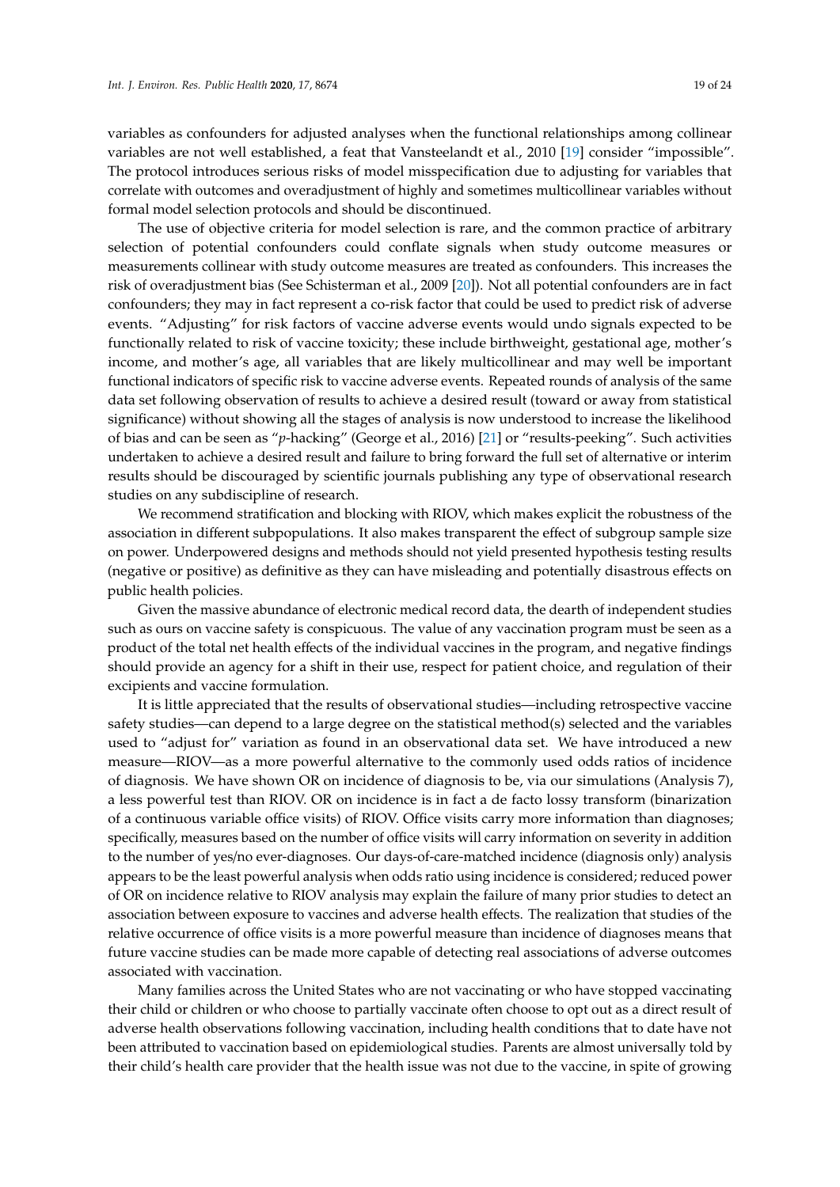variables as confounders for adjusted analyses when the functional relationships among collinear variables are not well established, a feat that Vansteelandt et al., 2010 [19] consider "impossible". The protocol introduces serious risks of model misspecification due to adjusting for variables that correlate with outcomes and overadjustment of highly and sometimes multicollinear variables without formal model selection protocols and should be discontinued.

The use of objective criteria for model selection is rare, and the common practice of arbitrary selection of potential confounders could conflate signals when study outcome measures or measurements collinear with study outcome measures are treated as confounders. This increases the risk of overadjustment bias (See Schisterman et al., 2009 [20]). Not all potential confounders are in fact confounders; they may in fact represent a co-risk factor that could be used to predict risk of adverse events. "Adjusting" for risk factors of vaccine adverse events would undo signals expected to be functionally related to risk of vaccine toxicity; these include birthweight, gestational age, mother's income, and mother's age, all variables that are likely multicollinear and may well be important functional indicators of specific risk to vaccine adverse events. Repeated rounds of analysis of the same data set following observation of results to achieve a desired result (toward or away from statistical significance) without showing all the stages of analysis is now understood to increase the likelihood of bias and can be seen as "*p*-hacking" (George et al., 2016) [21] or "results-peeking". Such activities undertaken to achieve a desired result and failure to bring forward the full set of alternative or interim results should be discouraged by scientific journals publishing any type of observational research studies on any subdiscipline of research.

We recommend stratification and blocking with RIOV, which makes explicit the robustness of the association in different subpopulations. It also makes transparent the effect of subgroup sample size on power. Underpowered designs and methods should not yield presented hypothesis testing results (negative or positive) as definitive as they can have misleading and potentially disastrous effects on public health policies.

Given the massive abundance of electronic medical record data, the dearth of independent studies such as ours on vaccine safety is conspicuous. The value of any vaccination program must be seen as a product of the total net health effects of the individual vaccines in the program, and negative findings should provide an agency for a shift in their use, respect for patient choice, and regulation of their excipients and vaccine formulation.

It is little appreciated that the results of observational studies—including retrospective vaccine safety studies—can depend to a large degree on the statistical method(s) selected and the variables used to "adjust for" variation as found in an observational data set. We have introduced a new measure—RIOV—as a more powerful alternative to the commonly used odds ratios of incidence of diagnosis. We have shown OR on incidence of diagnosis to be, via our simulations (Analysis 7), a less powerful test than RIOV. OR on incidence is in fact a de facto lossy transform (binarization of a continuous variable office visits) of RIOV. Office visits carry more information than diagnoses; specifically, measures based on the number of office visits will carry information on severity in addition to the number of yes/no ever-diagnoses. Our days-of-care-matched incidence (diagnosis only) analysis appears to be the least powerful analysis when odds ratio using incidence is considered; reduced power of OR on incidence relative to RIOV analysis may explain the failure of many prior studies to detect an association between exposure to vaccines and adverse health effects. The realization that studies of the relative occurrence of office visits is a more powerful measure than incidence of diagnoses means that future vaccine studies can be made more capable of detecting real associations of adverse outcomes associated with vaccination.

Many families across the United States who are not vaccinating or who have stopped vaccinating their child or children or who choose to partially vaccinate often choose to opt out as a direct result of adverse health observations following vaccination, including health conditions that to date have not been attributed to vaccination based on epidemiological studies. Parents are almost universally told by their child's health care provider that the health issue was not due to the vaccine, in spite of growing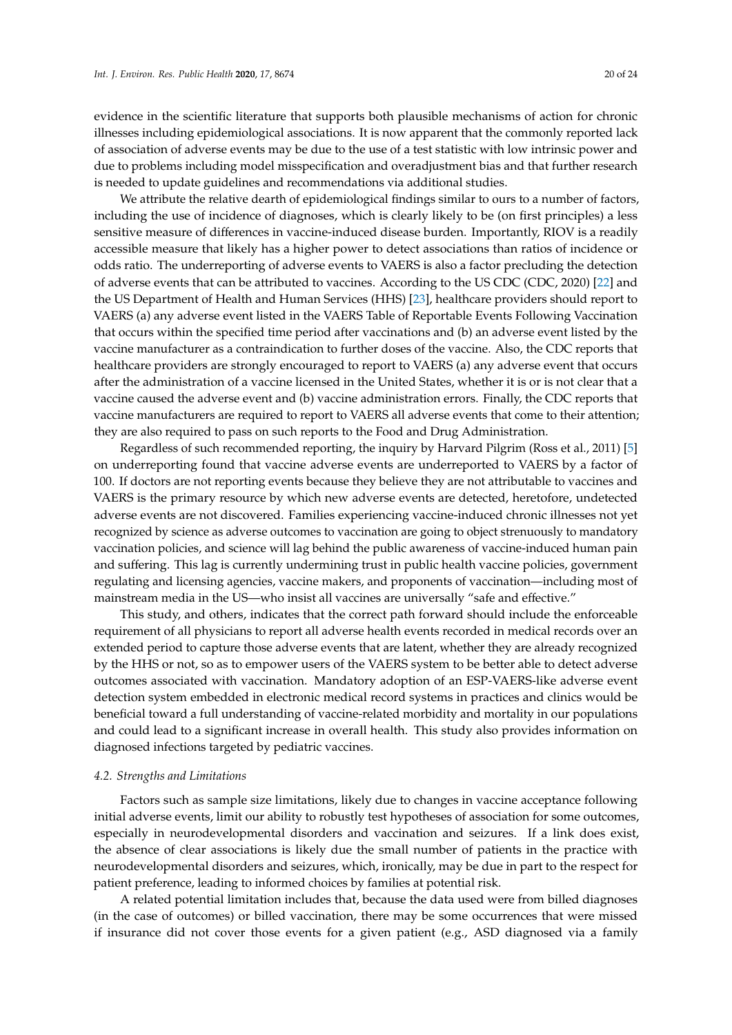evidence in the scientific literature that supports both plausible mechanisms of action for chronic illnesses including epidemiological associations. It is now apparent that the commonly reported lack of association of adverse events may be due to the use of a test statistic with low intrinsic power and due to problems including model misspecification and overadjustment bias and that further research is needed to update guidelines and recommendations via additional studies.

We attribute the relative dearth of epidemiological findings similar to ours to a number of factors, including the use of incidence of diagnoses, which is clearly likely to be (on first principles) a less sensitive measure of differences in vaccine-induced disease burden. Importantly, RIOV is a readily accessible measure that likely has a higher power to detect associations than ratios of incidence or odds ratio. The underreporting of adverse events to VAERS is also a factor precluding the detection of adverse events that can be attributed to vaccines. According to the US CDC (CDC, 2020) [22] and the US Department of Health and Human Services (HHS) [23], healthcare providers should report to VAERS (a) any adverse event listed in the VAERS Table of Reportable Events Following Vaccination that occurs within the specified time period after vaccinations and (b) an adverse event listed by the vaccine manufacturer as a contraindication to further doses of the vaccine. Also, the CDC reports that healthcare providers are strongly encouraged to report to VAERS (a) any adverse event that occurs after the administration of a vaccine licensed in the United States, whether it is or is not clear that a vaccine caused the adverse event and (b) vaccine administration errors. Finally, the CDC reports that vaccine manufacturers are required to report to VAERS all adverse events that come to their attention; they are also required to pass on such reports to the Food and Drug Administration.

Regardless of such recommended reporting, the inquiry by Harvard Pilgrim (Ross et al., 2011) [5] on underreporting found that vaccine adverse events are underreported to VAERS by a factor of 100. If doctors are not reporting events because they believe they are not attributable to vaccines and VAERS is the primary resource by which new adverse events are detected, heretofore, undetected adverse events are not discovered. Families experiencing vaccine-induced chronic illnesses not yet recognized by science as adverse outcomes to vaccination are going to object strenuously to mandatory vaccination policies, and science will lag behind the public awareness of vaccine-induced human pain and suffering. This lag is currently undermining trust in public health vaccine policies, government regulating and licensing agencies, vaccine makers, and proponents of vaccination—including most of mainstream media in the US—who insist all vaccines are universally "safe and effective."

This study, and others, indicates that the correct path forward should include the enforceable requirement of all physicians to report all adverse health events recorded in medical records over an extended period to capture those adverse events that are latent, whether they are already recognized by the HHS or not, so as to empower users of the VAERS system to be better able to detect adverse outcomes associated with vaccination. Mandatory adoption of an ESP-VAERS-like adverse event detection system embedded in electronic medical record systems in practices and clinics would be beneficial toward a full understanding of vaccine-related morbidity and mortality in our populations and could lead to a significant increase in overall health. This study also provides information on diagnosed infections targeted by pediatric vaccines.

### *4.2. Strengths and Limitations*

Factors such as sample size limitations, likely due to changes in vaccine acceptance following initial adverse events, limit our ability to robustly test hypotheses of association for some outcomes, especially in neurodevelopmental disorders and vaccination and seizures. If a link does exist, the absence of clear associations is likely due the small number of patients in the practice with neurodevelopmental disorders and seizures, which, ironically, may be due in part to the respect for patient preference, leading to informed choices by families at potential risk.

A related potential limitation includes that, because the data used were from billed diagnoses (in the case of outcomes) or billed vaccination, there may be some occurrences that were missed if insurance did not cover those events for a given patient (e.g., ASD diagnosed via a family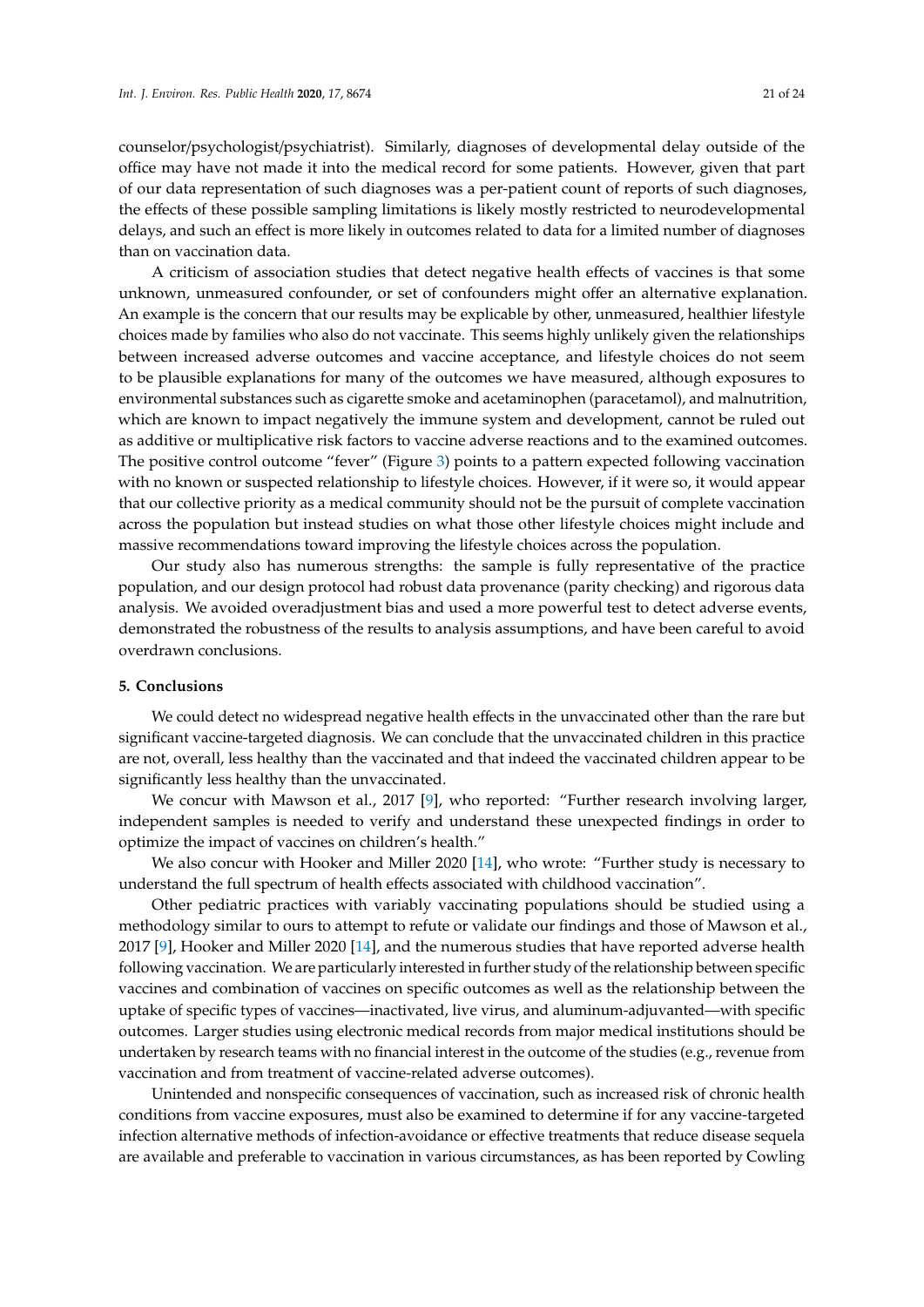counselor/psychologist/psychiatrist). Similarly, diagnoses of developmental delay outside of the office may have not made it into the medical record for some patients. However, given that part of our data representation of such diagnoses was a per-patient count of reports of such diagnoses, the effects of these possible sampling limitations is likely mostly restricted to neurodevelopmental delays, and such an effect is more likely in outcomes related to data for a limited number of diagnoses than on vaccination data.

A criticism of association studies that detect negative health effects of vaccines is that some unknown, unmeasured confounder, or set of confounders might offer an alternative explanation. An example is the concern that our results may be explicable by other, unmeasured, healthier lifestyle choices made by families who also do not vaccinate. This seems highly unlikely given the relationships between increased adverse outcomes and vaccine acceptance, and lifestyle choices do not seem to be plausible explanations for many of the outcomes we have measured, although exposures to environmental substances such as cigarette smoke and acetaminophen (paracetamol), and malnutrition, which are known to impact negatively the immune system and development, cannot be ruled out as additive or multiplicative risk factors to vaccine adverse reactions and to the examined outcomes. The positive control outcome "fever" (Figure 3) points to a pattern expected following vaccination with no known or suspected relationship to lifestyle choices. However, if it were so, it would appear that our collective priority as a medical community should not be the pursuit of complete vaccination across the population but instead studies on what those other lifestyle choices might include and massive recommendations toward improving the lifestyle choices across the population.

Our study also has numerous strengths: the sample is fully representative of the practice population, and our design protocol had robust data provenance (parity checking) and rigorous data analysis. We avoided overadjustment bias and used a more powerful test to detect adverse events, demonstrated the robustness of the results to analysis assumptions, and have been careful to avoid overdrawn conclusions.

## 5. Conclusions

We could detect no widespread negative health effects in the unvaccinated other than the rare but significant vaccine-targeted diagnosis. We can conclude that the unvaccinated children in this practice are not, overall, less healthy than the vaccinated and that indeed the vaccinated children appear to be significantly less healthy than the unvaccinated.

We concur with Mawson et al., 2017 [9], who reported: "Further research involving larger, independent samples is needed to verify and understand these unexpected findings in order to optimize the impact of vaccines on children's health."

We also concur with Hooker and Miller 2020 [14], who wrote: "Further study is necessary to understand the full spectrum of health effects associated with childhood vaccination".

Other pediatric practices with variably vaccinating populations should be studied using a methodology similar to ours to attempt to refute or validate our findings and those of Mawson et al., 2017 [9], Hooker and Miller 2020 [14], and the numerous studies that have reported adverse health following vaccination. We are particularly interested in further study of the relationship between specific vaccines and combination of vaccines on specific outcomes as well as the relationship between the uptake of specific types of vaccines—inactivated, live virus, and aluminum-adjuvanted—with specific outcomes. Larger studies using electronic medical records from major medical institutions should be undertaken by research teams with no financial interest in the outcome of the studies (e.g., revenue from vaccination and from treatment of vaccine-related adverse outcomes).

Unintended and nonspecific consequences of vaccination, such as increased risk of chronic health conditions from vaccine exposures, must also be examined to determine if for any vaccine-targeted infection alternative methods of infection-avoidance or effective treatments that reduce disease sequela are available and preferable to vaccination in various circumstances, as has been reported by Cowling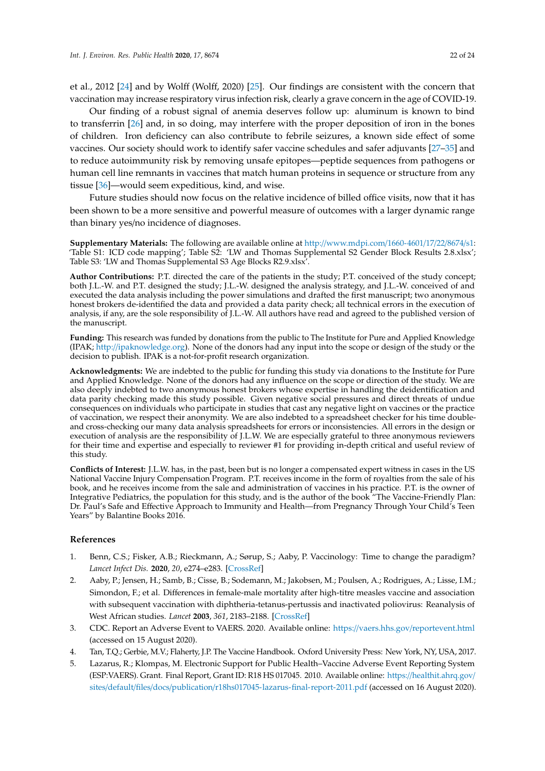et al., 2012 [24] and by Wolff (Wolff, 2020) [25]. Our findings are consistent with the concern that vaccination may increase respiratory virus infection risk, clearly a grave concern in the age of COVID-19.

Our finding of a robust signal of anemia deserves follow up: aluminum is known to bind to transferrin [26] and, in so doing, may interfere with the proper deposition of iron in the bones of children. Iron deficiency can also contribute to febrile seizures, a known side effect of some vaccines. Our society should work to identify safer vaccine schedules and safer adjuvants [27–35] and to reduce autoimmunity risk by removing unsafe epitopes—peptide sequences from pathogens or human cell line remnants in vaccines that match human proteins in sequence or structure from any tissue [36]—would seem expeditious, kind, and wise.

Future studies should now focus on the relative incidence of billed office visits, now that it has been shown to be a more sensitive and powerful measure of outcomes with a larger dynamic range than binary yes/no incidence of diagnoses.

**Supplementary Materials:** The following are available online at http://www.mdpi.com/1660-4601/17/22/8674/s1: 'Table S1: ICD code mapping'; Table S2: 'LW and Thomas Supplemental S2 Gender Block Results 2.8.xlsx'; Table S3: 'LW and Thomas Supplemental S3 Age Blocks R2.9.xlsx'.

**Author Contributions:** P.T. directed the care of the patients in the study; P.T. conceived of the study concept; both J.L.-W. and P.T. designed the study; J.L.-W. designed the analysis strategy, and J.L.-W. conceived of and executed the data analysis including the power simulations and drafted the first manuscript; two anonymous honest brokers de-identified the data and provided a data parity check; all technical errors in the execution of analysis, if any, are the sole responsibility of J.L.-W. All authors have read and agreed to the published version of the manuscript.

**Funding:** This research was funded by donations from the public to The Institute for Pure and Applied Knowledge (IPAK; http://ipaknowledge.org). None of the donors had any input into the scope or design of the study or the decision to publish. IPAK is a not-for-profit research organization.

**Acknowledgments:** We are indebted to the public for funding this study via donations to the Institute for Pure and Applied Knowledge. None of the donors had any influence on the scope or direction of the study. We are also deeply indebted to two anonymous honest brokers whose expertise in handling the deidentification and data parity checking made this study possible. Given negative social pressures and direct threats of undue consequences on individuals who participate in studies that cast any negative light on vaccines or the practice of vaccination, we respect their anonymity. We are also indebted to a spreadsheet checker for his time double- and cross-checking our many data analysis spreadsheets for errors or inconsistencies. All errors in the design or execution of analysis are the responsibility of J.L.W. We are especially grateful to three anonymous reviewers for their time and expertise and especially to reviewer #1 for providing in-depth critical and useful review of this study.

**Conflicts of Interest:** J.L.W. has, in the past, been but is no longer a compensated expert witness in cases in the US National Vaccine Injury Compensation Program. P.T. receives income in the form of royalties from the sale of his book, and he receives income from the sale and administration of vaccines in his practice. P.T. is the owner of Integrative Pediatrics, the population for this study, and is the author of the book "The Vaccine-Friendly Plan: Dr. Paul's Safe and Effective Approach to Immunity and Health—from Pregnancy Through Your Child's Teen Years" by Balantine Books 2016.

## References

1. Benn, C.S.; Fisker, A.B.; Rieckmann, A.; Sørup, S.; Aaby, P. Vaccinology: Time to change the paradigm? *Lancet Infect Dis.* **2020**, *20*, e274–e283. [CrossRef]
2. Aaby, P.; Jensen, H.; Samb, B.; Cisse, B.; Sodemann, M.; Jakobsen, M.; Poulsen, A.; Rodrigues, A.; Lisse, I.M.; Simondon, F.; et al. Differences in female-male mortality after high-titre measles vaccine and association with subsequent vaccination with diphtheria-tetanus-pertussis and inactivated poliovirus: Reanalysis of West African studies. *Lancet* **2003**, *361*, 2183–2188. [CrossRef]
3. CDC. Report an Adverse Event to VAERS. 2020. Available online: https://vaers.hhs.gov/reportevent.html (accessed on 15 August 2020).
4. Tan, T.Q.; Gerbie, M.V.; Flaherty, J.P. The Vaccine Handbook. Oxford University Press: New York, NY, USA, 2017.
5. Lazarus, R.; Klompas, M. Electronic Support for Public Health–Vaccine Adverse Event Reporting System (ESP:VAERS). Grant. Final Report, Grant ID: R18 HS 017045. 2010. Available online: https://healthit.ahrq.gov/sites/default/files/docs/publication/r18hs017045-lazarus-final-report-2011.pdf (accessed on 16 August 2020).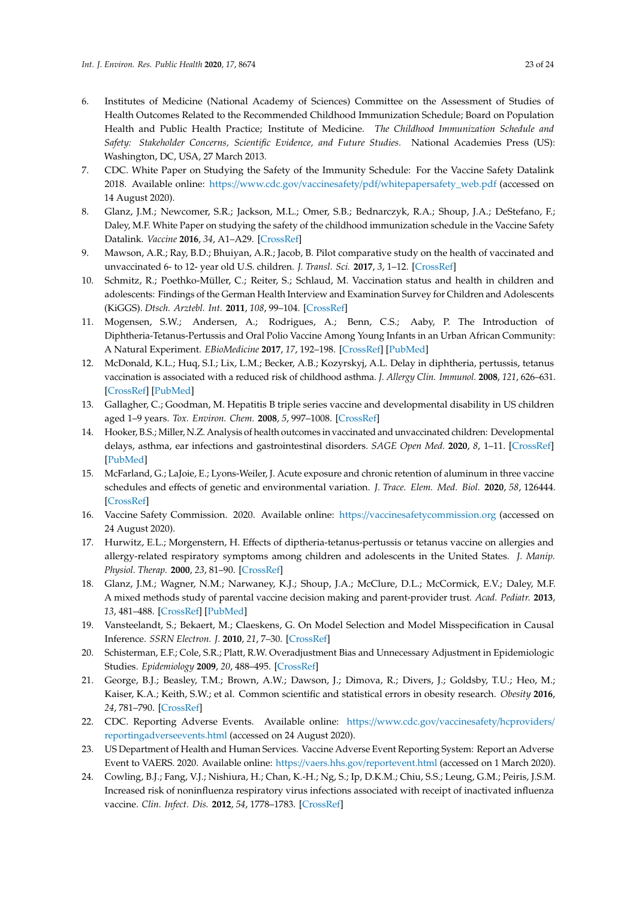6. Institutes of Medicine (National Academy of Sciences) Committee on the Assessment of Studies of Health Outcomes Related to the Recommended Childhood Immunization Schedule; Board on Population Health and Public Health Practice; Institute of Medicine. *The Childhood Immunization Schedule and Safety: Stakeholder Concerns, Scientific Evidence, and Future Studies.* National Academies Press (US): Washington, DC, USA, 27 March 2013.
7. CDC. White Paper on Studying the Safety of the Immunity Schedule: For the Vaccine Safety Datalink 2018. Available online: https://www.cdc.gov/vaccinesafety/pdf/whitepapersafety_web.pdf (accessed on 14 August 2020).
8. Glanz, J.M.; Newcomer, S.R.; Jackson, M.L.; Omer, S.B.; Bednarczyk, R.A.; Shoup, J.A.; DeStefano, F.; Daley, M.F. White Paper on studying the safety of the childhood immunization schedule in the Vaccine Safety Datalink. *Vaccine* **2016**, *34*, A1–A29. [CrossRef]
9. Mawson, A.R.; Ray, B.D.; Bhuiyan, A.R.; Jacob, B. Pilot comparative study on the health of vaccinated and unvaccinated 6- to 12- year old U.S. children. *J. Transl. Sci.* **2017**, *3*, 1–12. [CrossRef]
10. Schmitz, R.; Poethko-Müller, C.; Reiter, S.; Schlaud, M. Vaccination status and health in children and adolescents: Findings of the German Health Interview and Examination Survey for Children and Adolescents (KiGGS). *Dtsch. Arztebl. Int.* **2011**, *108*, 99–104. [CrossRef]
11. Mogensen, S.W.; Andersen, A.; Rodrigues, A.; Benn, C.S.; Aaby, P. The Introduction of Diphtheria-Tetanus-Pertussis and Oral Polio Vaccine Among Young Infants in an Urban African Community: A Natural Experiment. *EBioMedicine* **2017**, *17*, 192–198. [CrossRef] [PubMed]
12. McDonald, K.L.; Huq, S.I.; Lix, L.M.; Becker, A.B.; Kozyrskyj, A.L. Delay in diphtheria, pertussis, tetanus vaccination is associated with a reduced risk of childhood asthma. *J. Allergy Clin. Immunol.* **2008**, *121*, 626–631. [CrossRef] [PubMed]
13. Gallagher, C.; Goodman, M. Hepatitis B triple series vaccine and developmental disability in US children aged 1–9 years. *Tox. Environ. Chem.* **2008**, *5*, 997–1008. [CrossRef]
14. Hooker, B.S.; Miller, N.Z. Analysis of health outcomes in vaccinated and unvaccinated children: Developmental delays, asthma, ear infections and gastrointestinal disorders. *SAGE Open Med.* **2020**, *8*, 1–11. [CrossRef] [PubMed]
15. McFarland, G.; LaJoie, E.; Lyons-Weiler, J. Acute exposure and chronic retention of aluminum in three vaccine schedules and effects of genetic and environmental variation. *J. Trace. Elem. Med. Biol.* **2020**, *58*, 126444. [CrossRef]
16. Vaccine Safety Commission. 2020. Available online: https://vaccinesafetycommission.org (accessed on 24 August 2020).
17. Hurwitz, E.L.; Morgenstern, H. Effects of diptheria-tetanus-pertussis or tetanus vaccine on allergies and allergy-related respiratory symptoms among children and adolescents in the United States. *J. Manip. Physiol. Therap.* **2000**, *23*, 81–90. [CrossRef]
18. Glanz, J.M.; Wagner, N.M.; Narwaney, K.J.; Shoup, J.A.; McClure, D.L.; McCormick, E.V.; Daley, M.F. A mixed methods study of parental vaccine decision making and parent-provider trust. *Acad. Pediatr.* **2013**, *13*, 481–488. [CrossRef] [PubMed]
19. Vansteelandt, S.; Bekaert, M.; Claeskens, G. On Model Selection and Model Misspecification in Causal Inference. *SSRN Electron. J.* **2010**, *21*, 7–30. [CrossRef]
20. Schisterman, E.F.; Cole, S.R.; Platt, R.W. Overadjustment Bias and Unnecessary Adjustment in Epidemiologic Studies. *Epidemiology* **2009**, *20*, 488–495. [CrossRef]
21. George, B.J.; Beasley, T.M.; Brown, A.W.; Dawson, J.; Dimova, R.; Divers, J.; Goldsby, T.U.; Heo, M.; Kaiser, K.A.; Keith, S.W.; et al. Common scientific and statistical errors in obesity research. *Obesity* **2016**, *24*, 781–790. [CrossRef]
22. CDC. Reporting Adverse Events. Available online: https://www.cdc.gov/vaccinesafety/hcproviders/reportingadverseevents.html (accessed on 24 August 2020).
23. US Department of Health and Human Services. Vaccine Adverse Event Reporting System: Report an Adverse Event to VAERS. 2020. Available online: https://vaers.hhs.gov/reportevent.html (accessed on 1 March 2020).
24. Cowling, B.J.; Fang, V.J.; Nishiura, H.; Chan, K.-H.; Ng, S.; Ip, D.K.M.; Chiu, S.S.; Leung, G.M.; Peiris, J.S.M. Increased risk of noninfluenza respiratory virus infections associated with receipt of inactivated influenza vaccine. *Clin. Infect. Dis.* **2012**, *54*, 1778–1783. [CrossRef]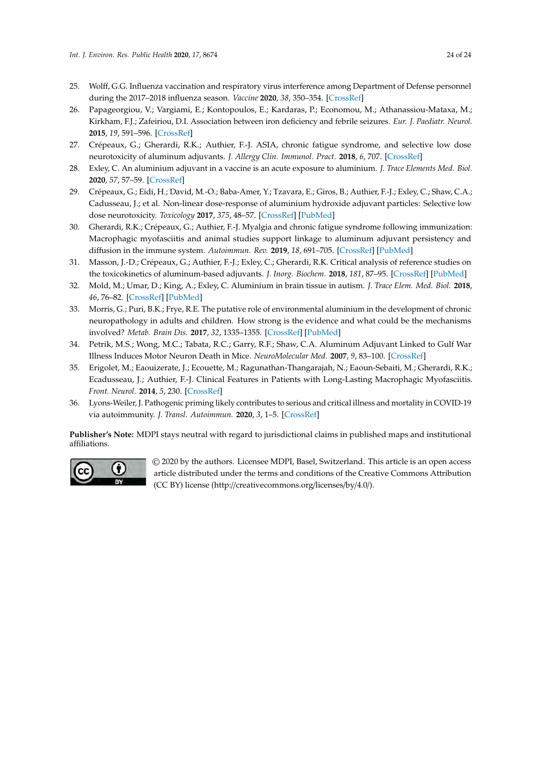25. Wolff, G.G. Influenza vaccination and respiratory virus interference among Department of Defense personnel during the 2017–2018 influenza season. *Vaccine* **2020**, *38*, 350–354. [CrossRef]
26. Papageorgiou, V.; Vargiami, E.; Kontopoulos, E.; Kardaras, P.; Economou, M.; Athanassiou-Mataxa, M.; Kirkham, F.J.; Zafeiriou, D.I. Association between iron deficiency and febrile seizures. *Eur. J. Paediatr. Neurol.* **2015**, *19*, 591–596. [CrossRef]
27. Crépeaux, G.; Gherardi, R.K.; Authier, F.-J. ASIA, chronic fatigue syndrome, and selective low dose neurotoxicity of aluminum adjuvants. *J. Allergy Clin. Immunol. Pract.* **2018**, *6*, 707. [CrossRef]
28. Exley, C. An aluminium adjuvant in a vaccine is an acute exposure to aluminium. *J. Trace Elements Med. Biol.* **2020**, *57*, 57–59. [CrossRef]
29. Crépeaux, G.; Eidi, H.; David, M.-O.; Baba-Amer, Y.; Tzavara, E.; Giros, B.; Authier, F.-J.; Exley, C.; Shaw, C.A.; Cadusseau, J.; et al. Non-linear dose-response of aluminium hydroxide adjuvant particles: Selective low dose neurotoxicity. *Toxicology* **2017**, *375*, 48–57. [CrossRef] [PubMed]
30. Gherardi, R.K.; Crépeaux, G.; Authier, F.-J. Myalgia and chronic fatigue syndrome following immunization: Macrophagic myofasciitis and animal studies support linkage to aluminum adjuvant persistency and diffusion in the immune system. *Autoimmun. Rev.* **2019**, *18*, 691–705. [CrossRef] [PubMed]
31. Masson, J.-D.; Crépeaux, G.; Authier, F.-J.; Exley, C.; Gherardi, R.K. Critical analysis of reference studies on the toxicokinetics of aluminum-based adjuvants. *J. Inorg. Biochem.* **2018**, *181*, 87–95. [CrossRef] [PubMed]
32. Mold, M.; Umar, D.; King, A.; Exley, C. Aluminium in brain tissue in autism. *J. Trace Elem. Med. Biol.* **2018**, *46*, 76–82. [CrossRef] [PubMed]
33. Morris, G.; Puri, B.K.; Frye, R.E. The putative role of environmental aluminium in the development of chronic neuropathology in adults and children. How strong is the evidence and what could be the mechanisms involved? *Metab. Brain Dis.* **2017**, *32*, 1335–1355. [CrossRef] [PubMed]
34. Petrik, M.S.; Wong, M.C.; Tabata, R.C.; Garry, R.F.; Shaw, C.A. Aluminum Adjuvant Linked to Gulf War Illness Induces Motor Neuron Death in Mice. *NeuroMolecular Med.* **2007**, *9*, 83–100. [CrossRef]
35. Erigolet, M.; Eaouizerate, J.; Ecouette, M.; Ragunathan-Thangarajah, N.; Eaoun-Sebaiti, M.; Gherardi, R.K.; Ecadusseau, J.; Authier, F.-J. Clinical Features in Patients with Long-Lasting Macrophagic Myofasciitis. *Front. Neurol.* **2014**, *5*, 230. [CrossRef]
36. Lyons-Weiler, J. Pathogenic priming likely contributes to serious and critical illness and mortality in COVID-19 via autoimmunity. *J. Transl. Autoimmun.* **2020**, *3*, 1–5. [CrossRef]

**Publisher's Note:** MDPI stays neutral with regard to jurisdictional claims in published maps and institutional affiliations.

© 2020 by the authors. Licensee MDPI, Basel, Switzerland. This article is an open access article distributed under the terms and conditions of the Creative Commons Attribution (CC BY) license (http://creativecommons.org/licenses/by/4.0/).